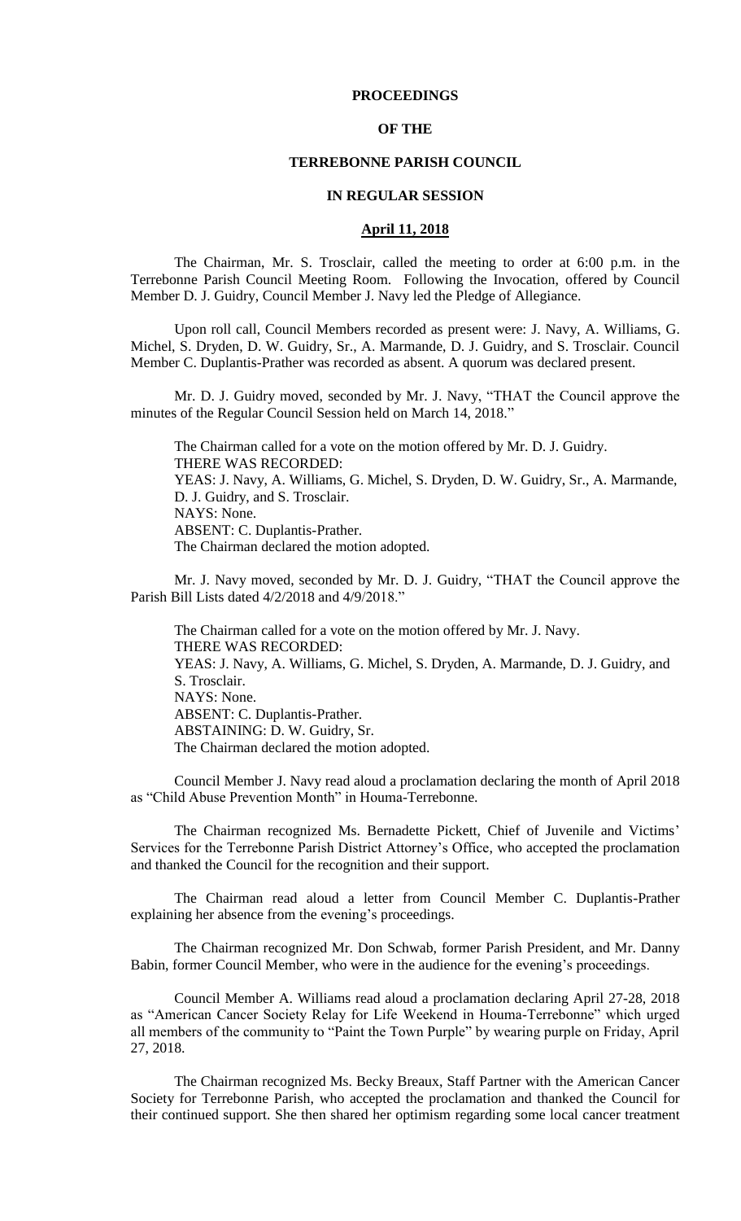# PROCEEDINGS

# OF THE

# TERREBONNE PARISH COUNCIL

# IN REGULAR SESSION

## April 11, 2018

The Chairman, Mr. S. Trosclair, called the meeting to order at 6:00 p.m. in the Terrebonne Parish Council Meeting Room. Following the Invocation, offered by Council Member D. J. Guidry, Council Member J. Navy led the Pledge of Allegiance.

Upon roll call, Council Members recorded as present were: J. Navy, A. Williams, G. Michel, S. Dryden, D. W. Guidry, Sr., A. Marmande, D. J. Guidry, and S. Trosclair. Council Member C. Duplantis-Prather was recorded as absent. A quorum was declared present.

Mr. D. J. Guidry moved, seconded by Mr. J. Navy, "THAT the Council approve the minutes of the Regular Council Session held on March 14, 2018."

The Chairman called for a vote on the motion offered by Mr. D. J. Guidry.
THERE WAS RECORDED:
YEAS: J. Navy, A. Williams, G. Michel, S. Dryden, D. W. Guidry, Sr., A. Marmande, D. J. Guidry, and S. Trosclair.
NAYS: None.
ABSENT: C. Duplantis-Prather.
The Chairman declared the motion adopted.

Mr. J. Navy moved, seconded by Mr. D. J. Guidry, "THAT the Council approve the Parish Bill Lists dated 4/2/2018 and 4/9/2018."

The Chairman called for a vote on the motion offered by Mr. J. Navy.
THERE WAS RECORDED:
YEAS: J. Navy, A. Williams, G. Michel, S. Dryden, A. Marmande, D. J. Guidry, and S. Trosclair.
NAYS: None.
ABSENT: C. Duplantis-Prather.
ABSTAINING: D. W. Guidry, Sr.
The Chairman declared the motion adopted.

Council Member J. Navy read aloud a proclamation declaring the month of April 2018 as "Child Abuse Prevention Month" in Houma-Terrebonne.

The Chairman recognized Ms. Bernadette Pickett, Chief of Juvenile and Victims' Services for the Terrebonne Parish District Attorney's Office, who accepted the proclamation and thanked the Council for the recognition and their support.

The Chairman read aloud a letter from Council Member C. Duplantis-Prather explaining her absence from the evening's proceedings.

The Chairman recognized Mr. Don Schwab, former Parish President, and Mr. Danny Babin, former Council Member, who were in the audience for the evening's proceedings.

Council Member A. Williams read aloud a proclamation declaring April 27-28, 2018 as "American Cancer Society Relay for Life Weekend in Houma-Terrebonne" which urged all members of the community to "Paint the Town Purple" by wearing purple on Friday, April 27, 2018.

The Chairman recognized Ms. Becky Breaux, Staff Partner with the American Cancer Society for Terrebonne Parish, who accepted the proclamation and thanked the Council for their continued support. She then shared her optimism regarding some local cancer treatment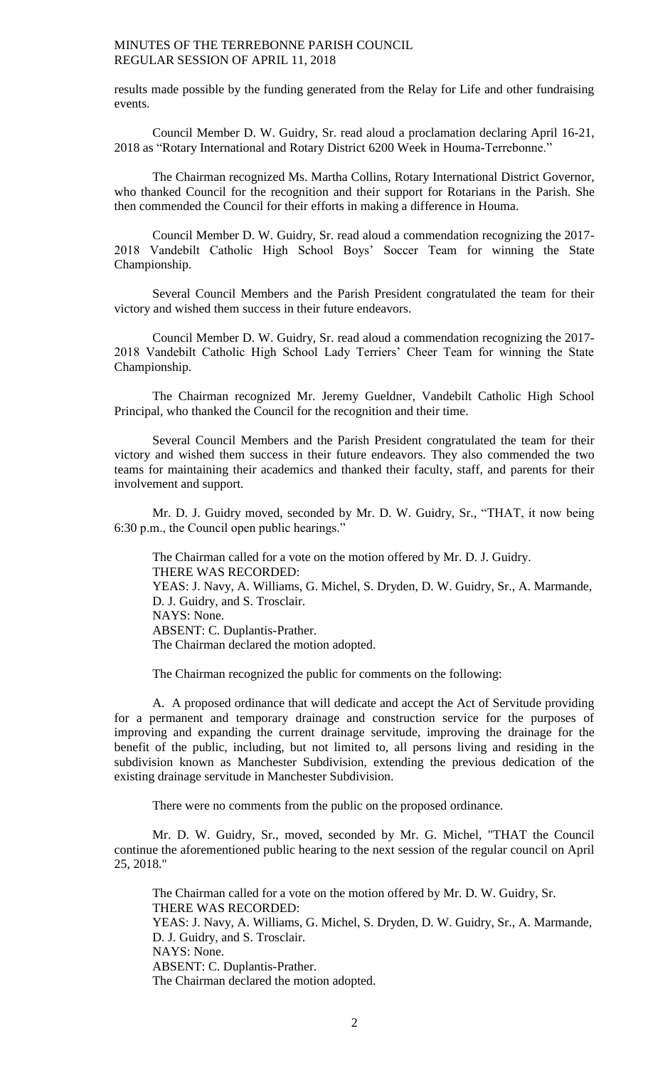results made possible by the funding generated from the Relay for Life and other fundraising events.

Council Member D. W. Guidry, Sr. read aloud a proclamation declaring April 16-21, 2018 as "Rotary International and Rotary District 6200 Week in Houma-Terrebonne."

The Chairman recognized Ms. Martha Collins, Rotary International District Governor, who thanked Council for the recognition and their support for Rotarians in the Parish. She then commended the Council for their efforts in making a difference in Houma.

Council Member D. W. Guidry, Sr. read aloud a commendation recognizing the 2017-2018 Vandebilt Catholic High School Boys' Soccer Team for winning the State Championship.

Several Council Members and the Parish President congratulated the team for their victory and wished them success in their future endeavors.

Council Member D. W. Guidry, Sr. read aloud a commendation recognizing the 2017-2018 Vandebilt Catholic High School Lady Terriers' Cheer Team for winning the State Championship.

The Chairman recognized Mr. Jeremy Gueldner, Vandebilt Catholic High School Principal, who thanked the Council for the recognition and their time.

Several Council Members and the Parish President congratulated the team for their victory and wished them success in their future endeavors. They also commended the two teams for maintaining their academics and thanked their faculty, staff, and parents for their involvement and support.

Mr. D. J. Guidry moved, seconded by Mr. D. W. Guidry, Sr., "THAT, it now being 6:30 p.m., the Council open public hearings."

The Chairman called for a vote on the motion offered by Mr. D. J. Guidry.
THERE WAS RECORDED:
YEAS: J. Navy, A. Williams, G. Michel, S. Dryden, D. W. Guidry, Sr., A. Marmande, D. J. Guidry, and S. Trosclair.
NAYS: None.
ABSENT: C. Duplantis-Prather.
The Chairman declared the motion adopted.

The Chairman recognized the public for comments on the following:

A. A proposed ordinance that will dedicate and accept the Act of Servitude providing for a permanent and temporary drainage and construction service for the purposes of improving and expanding the current drainage servitude, improving the drainage for the benefit of the public, including, but not limited to, all persons living and residing in the subdivision known as Manchester Subdivision, extending the previous dedication of the existing drainage servitude in Manchester Subdivision.

There were no comments from the public on the proposed ordinance.

Mr. D. W. Guidry, Sr., moved, seconded by Mr. G. Michel, "THAT the Council continue the aforementioned public hearing to the next session of the regular council on April 25, 2018."

The Chairman called for a vote on the motion offered by Mr. D. W. Guidry, Sr.
THERE WAS RECORDED:
YEAS: J. Navy, A. Williams, G. Michel, S. Dryden, D. W. Guidry, Sr., A. Marmande, D. J. Guidry, and S. Trosclair.
NAYS: None.
ABSENT: C. Duplantis-Prather.
The Chairman declared the motion adopted.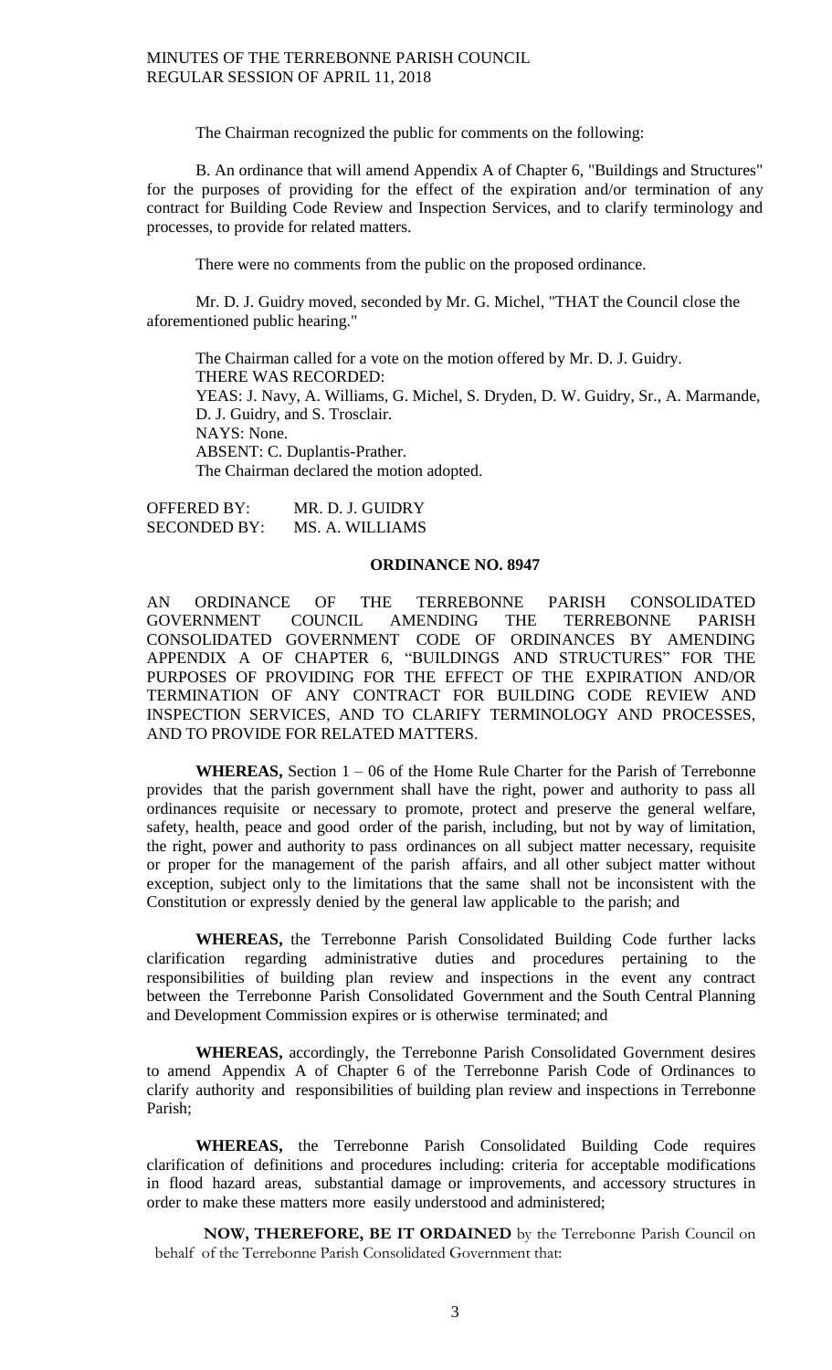The Chairman recognized the public for comments on the following:

B. An ordinance that will amend Appendix A of Chapter 6, "Buildings and Structures" for the purposes of providing for the effect of the expiration and/or termination of any contract for Building Code Review and Inspection Services, and to clarify terminology and processes, to provide for related matters.

There were no comments from the public on the proposed ordinance.

Mr. D. J. Guidry moved, seconded by Mr. G. Michel, "THAT the Council close the aforementioned public hearing."

The Chairman called for a vote on the motion offered by Mr. D. J. Guidry.
THERE WAS RECORDED:
YEAS: J. Navy, A. Williams, G. Michel, S. Dryden, D. W. Guidry, Sr., A. Marmande, D. J. Guidry, and S. Trosclair.
NAYS: None.
ABSENT: C. Duplantis-Prather.
The Chairman declared the motion adopted.

OFFERED BY: MR. D. J. GUIDRY
SECONDED BY: MS. A. WILLIAMS

**ORDINANCE NO. 8947**

AN ORDINANCE OF THE TERREBONNE PARISH CONSOLIDATED GOVERNMENT COUNCIL AMENDING THE TERREBONNE PARISH CONSOLIDATED GOVERNMENT CODE OF ORDINANCES BY AMENDING APPENDIX A OF CHAPTER 6, "BUILDINGS AND STRUCTURES" FOR THE PURPOSES OF PROVIDING FOR THE EFFECT OF THE EXPIRATION AND/OR TERMINATION OF ANY CONTRACT FOR BUILDING CODE REVIEW AND INSPECTION SERVICES, AND TO CLARIFY TERMINOLOGY AND PROCESSES, AND TO PROVIDE FOR RELATED MATTERS.

**WHEREAS,** Section 1 – 06 of the Home Rule Charter for the Parish of Terrebonne provides that the parish government shall have the right, power and authority to pass all ordinances requisite or necessary to promote, protect and preserve the general welfare, safety, health, peace and good order of the parish, including, but not by way of limitation, the right, power and authority to pass ordinances on all subject matter necessary, requisite or proper for the management of the parish affairs, and all other subject matter without exception, subject only to the limitations that the same shall not be inconsistent with the Constitution or expressly denied by the general law applicable to the parish; and

**WHEREAS,** the Terrebonne Parish Consolidated Building Code further lacks clarification regarding administrative duties and procedures pertaining to the responsibilities of building plan review and inspections in the event any contract between the Terrebonne Parish Consolidated Government and the South Central Planning and Development Commission expires or is otherwise terminated; and

**WHEREAS,** accordingly, the Terrebonne Parish Consolidated Government desires to amend Appendix A of Chapter 6 of the Terrebonne Parish Code of Ordinances to clarify authority and responsibilities of building plan review and inspections in Terrebonne Parish;

**WHEREAS,** the Terrebonne Parish Consolidated Building Code requires clarification of definitions and procedures including: criteria for acceptable modifications in flood hazard areas, substantial damage or improvements, and accessory structures in order to make these matters more easily understood and administered;

**NOW, THEREFORE, BE IT ORDAINED** by the Terrebonne Parish Council on behalf of the Terrebonne Parish Consolidated Government that: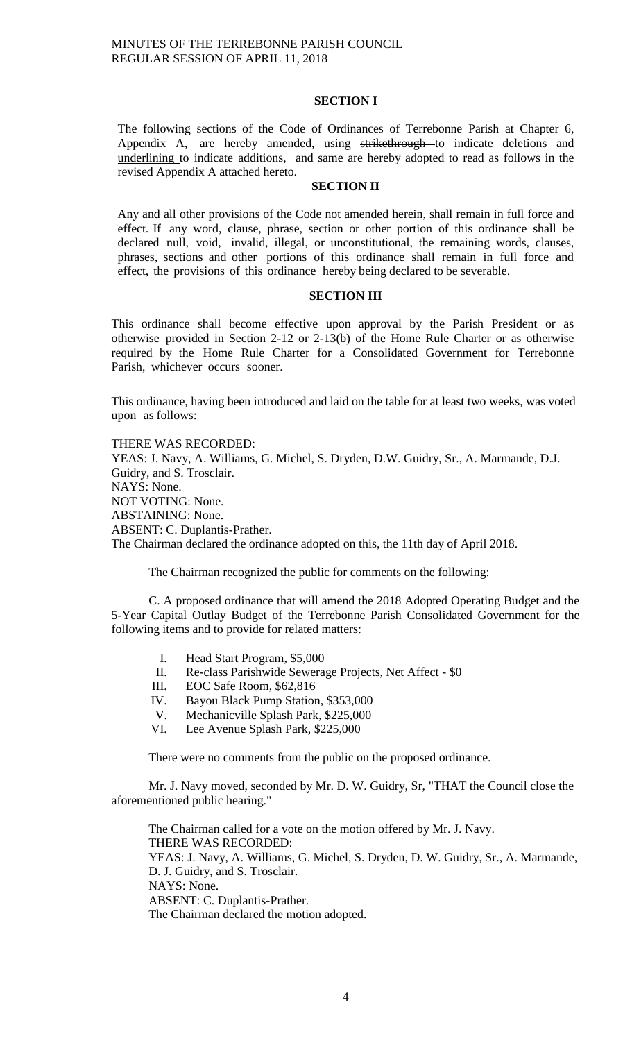### SECTION I

The following sections of the Code of Ordinances of Terrebonne Parish at Chapter 6, Appendix A, are hereby amended, using ~~strikethrough~~ to indicate deletions and <u>underlining</u> to indicate additions, and same are hereby adopted to read as follows in the revised Appendix A attached hereto.

### SECTION II

Any and all other provisions of the Code not amended herein, shall remain in full force and effect. If any word, clause, phrase, section or other portion of this ordinance shall be declared null, void, invalid, illegal, or unconstitutional, the remaining words, clauses, phrases, sections and other portions of this ordinance shall remain in full force and effect, the provisions of this ordinance hereby being declared to be severable.

### SECTION III

This ordinance shall become effective upon approval by the Parish President or as otherwise provided in Section 2-12 or 2-13(b) of the Home Rule Charter or as otherwise required by the Home Rule Charter for a Consolidated Government for Terrebonne Parish, whichever occurs sooner.

This ordinance, having been introduced and laid on the table for at least two weeks, was voted upon as follows:

THERE WAS RECORDED:
YEAS: J. Navy, A. Williams, G. Michel, S. Dryden, D.W. Guidry, Sr., A. Marmande, D.J. Guidry, and S. Trosclair.
NAYS: None.
NOT VOTING: None.
ABSTAINING: None.
ABSENT: C. Duplantis-Prather.
The Chairman declared the ordinance adopted on this, the 11th day of April 2018.

The Chairman recognized the public for comments on the following:

C. A proposed ordinance that will amend the 2018 Adopted Operating Budget and the 5-Year Capital Outlay Budget of the Terrebonne Parish Consolidated Government for the following items and to provide for related matters:

I. Head Start Program, $5,000
II. Re-class Parishwide Sewerage Projects, Net Affect - $0
III. EOC Safe Room, $62,816
IV. Bayou Black Pump Station, $353,000
V. Mechanicville Splash Park, $225,000
VI. Lee Avenue Splash Park, $225,000

There were no comments from the public on the proposed ordinance.

Mr. J. Navy moved, seconded by Mr. D. W. Guidry, Sr, "THAT the Council close the aforementioned public hearing."

The Chairman called for a vote on the motion offered by Mr. J. Navy.
THERE WAS RECORDED:
YEAS: J. Navy, A. Williams, G. Michel, S. Dryden, D. W. Guidry, Sr., A. Marmande, D. J. Guidry, and S. Trosclair.
NAYS: None.
ABSENT: C. Duplantis-Prather.
The Chairman declared the motion adopted.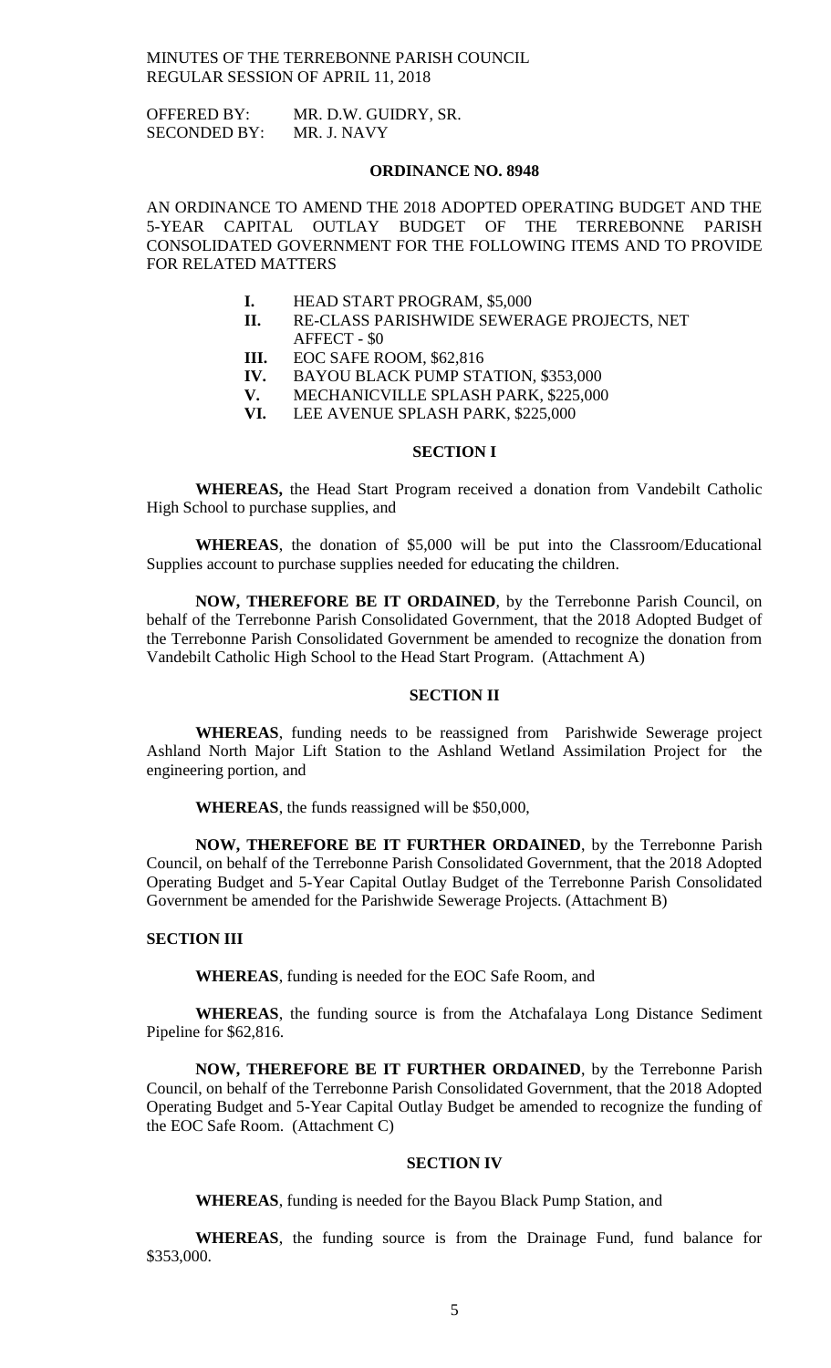MINUTES OF THE TERREBONNE PARISH COUNCIL
REGULAR SESSION OF APRIL 11, 2018

OFFERED BY: MR. D.W. GUIDRY, SR.
SECONDED BY: MR. J. NAVY

**ORDINANCE NO. 8948**

AN ORDINANCE TO AMEND THE 2018 ADOPTED OPERATING BUDGET AND THE 5-YEAR CAPITAL OUTLAY BUDGET OF THE TERREBONNE PARISH CONSOLIDATED GOVERNMENT FOR THE FOLLOWING ITEMS AND TO PROVIDE FOR RELATED MATTERS

- **I.** HEAD START PROGRAM, $5,000
- **II.** RE-CLASS PARISHWIDE SEWERAGE PROJECTS, NET AFFECT - $0
- **III.** EOC SAFE ROOM, $62,816
- **IV.** BAYOU BLACK PUMP STATION, $353,000
- **V.** MECHANICVILLE SPLASH PARK, $225,000
- **VI.** LEE AVENUE SPLASH PARK, $225,000

**SECTION I**

**WHEREAS,** the Head Start Program received a donation from Vandebilt Catholic High School to purchase supplies, and

**WHEREAS**, the donation of $5,000 will be put into the Classroom/Educational Supplies account to purchase supplies needed for educating the children.

**NOW, THEREFORE BE IT ORDAINED**, by the Terrebonne Parish Council, on behalf of the Terrebonne Parish Consolidated Government, that the 2018 Adopted Budget of the Terrebonne Parish Consolidated Government be amended to recognize the donation from Vandebilt Catholic High School to the Head Start Program. (Attachment A)

**SECTION II**

**WHEREAS**, funding needs to be reassigned from Parishwide Sewerage project Ashland North Major Lift Station to the Ashland Wetland Assimilation Project for the engineering portion, and

**WHEREAS**, the funds reassigned will be $50,000,

**NOW, THEREFORE BE IT FURTHER ORDAINED**, by the Terrebonne Parish Council, on behalf of the Terrebonne Parish Consolidated Government, that the 2018 Adopted Operating Budget and 5-Year Capital Outlay Budget of the Terrebonne Parish Consolidated Government be amended for the Parishwide Sewerage Projects. (Attachment B)

**SECTION III**

**WHEREAS**, funding is needed for the EOC Safe Room, and

**WHEREAS**, the funding source is from the Atchafalaya Long Distance Sediment Pipeline for $62,816.

**NOW, THEREFORE BE IT FURTHER ORDAINED**, by the Terrebonne Parish Council, on behalf of the Terrebonne Parish Consolidated Government, that the 2018 Adopted Operating Budget and 5-Year Capital Outlay Budget be amended to recognize the funding of the EOC Safe Room. (Attachment C)

**SECTION IV**

**WHEREAS**, funding is needed for the Bayou Black Pump Station, and

**WHEREAS**, the funding source is from the Drainage Fund, fund balance for $353,000.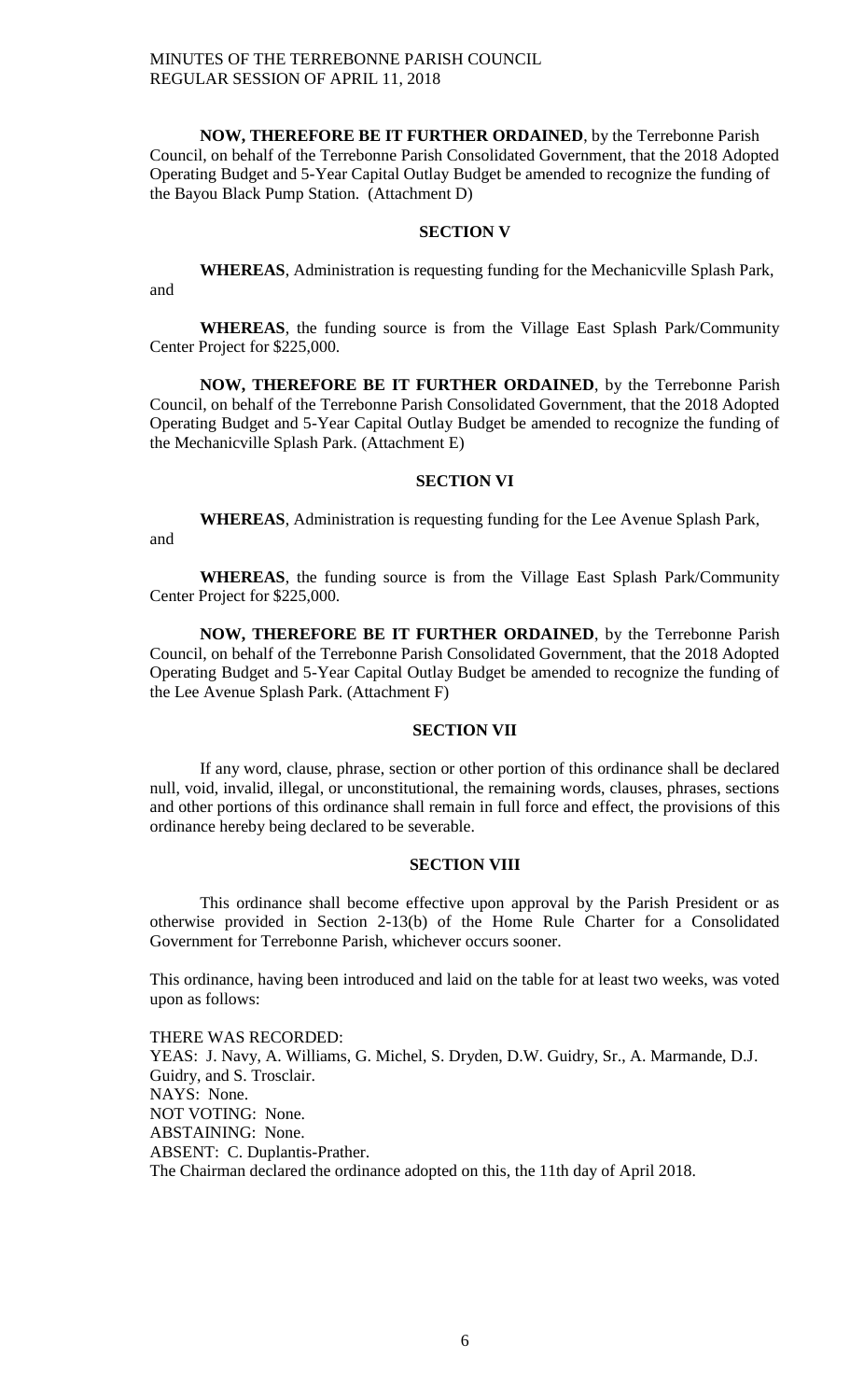**NOW, THEREFORE BE IT FURTHER ORDAINED**, by the Terrebonne Parish Council, on behalf of the Terrebonne Parish Consolidated Government, that the 2018 Adopted Operating Budget and 5-Year Capital Outlay Budget be amended to recognize the funding of the Bayou Black Pump Station. (Attachment D)

**SECTION V**

**WHEREAS**, Administration is requesting funding for the Mechanicville Splash Park, and

**WHEREAS**, the funding source is from the Village East Splash Park/Community Center Project for $225,000.

**NOW, THEREFORE BE IT FURTHER ORDAINED**, by the Terrebonne Parish Council, on behalf of the Terrebonne Parish Consolidated Government, that the 2018 Adopted Operating Budget and 5-Year Capital Outlay Budget be amended to recognize the funding of the Mechanicville Splash Park. (Attachment E)

**SECTION VI**

**WHEREAS**, Administration is requesting funding for the Lee Avenue Splash Park, and

**WHEREAS**, the funding source is from the Village East Splash Park/Community Center Project for $225,000.

**NOW, THEREFORE BE IT FURTHER ORDAINED**, by the Terrebonne Parish Council, on behalf of the Terrebonne Parish Consolidated Government, that the 2018 Adopted Operating Budget and 5-Year Capital Outlay Budget be amended to recognize the funding of the Lee Avenue Splash Park. (Attachment F)

**SECTION VII**

If any word, clause, phrase, section or other portion of this ordinance shall be declared null, void, invalid, illegal, or unconstitutional, the remaining words, clauses, phrases, sections and other portions of this ordinance shall remain in full force and effect, the provisions of this ordinance hereby being declared to be severable.

**SECTION VIII**

This ordinance shall become effective upon approval by the Parish President or as otherwise provided in Section 2-13(b) of the Home Rule Charter for a Consolidated Government for Terrebonne Parish, whichever occurs sooner.

This ordinance, having been introduced and laid on the table for at least two weeks, was voted upon as follows:

THERE WAS RECORDED:
YEAS: J. Navy, A. Williams, G. Michel, S. Dryden, D.W. Guidry, Sr., A. Marmande, D.J. Guidry, and S. Trosclair.
NAYS: None.
NOT VOTING: None.
ABSTAINING: None.
ABSENT: C. Duplantis-Prather.
The Chairman declared the ordinance adopted on this, the 11th day of April 2018.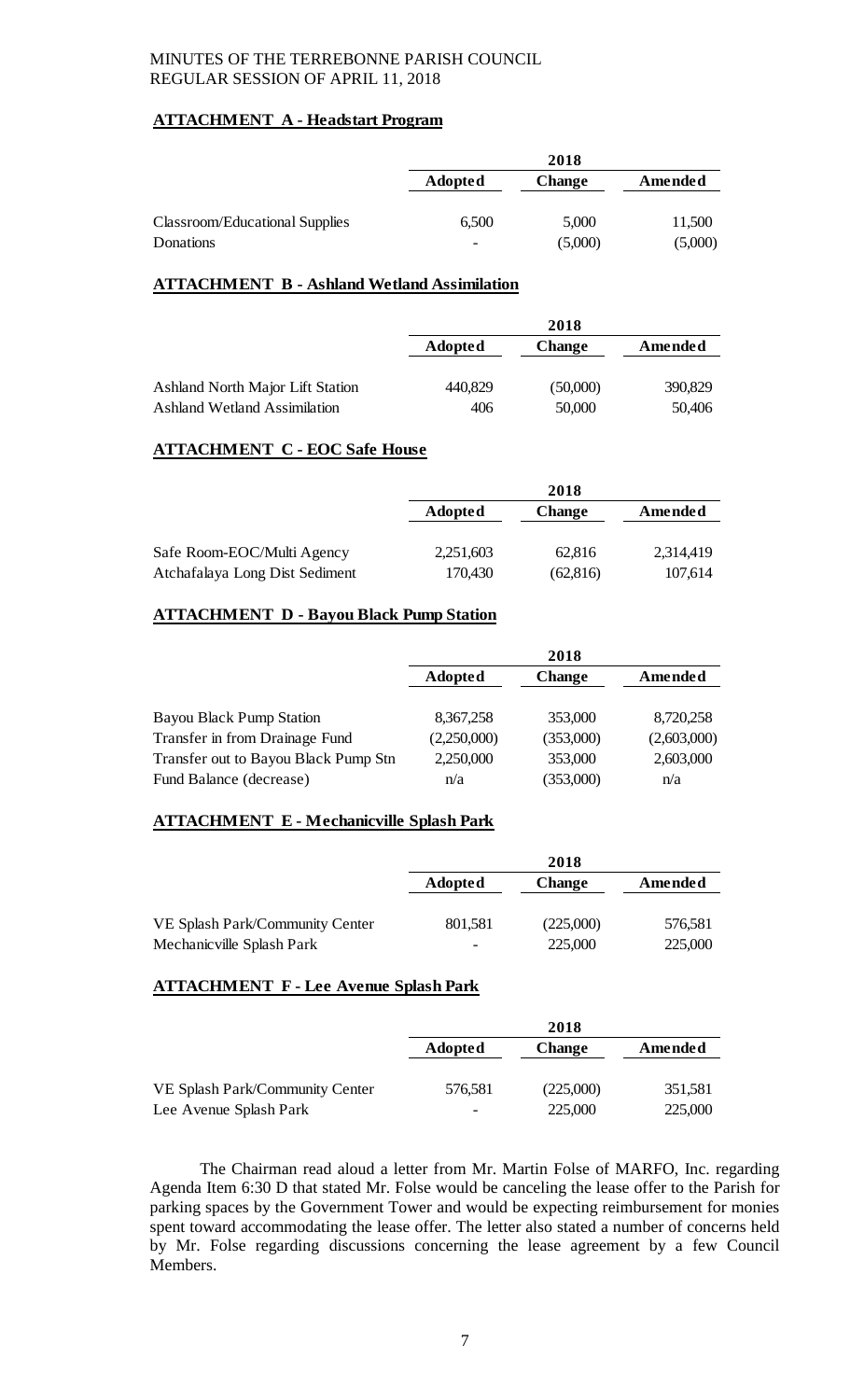**ATTACHMENT A - Headstart Program**

| | 2018 | | |
|---|---|---|---|
| | **Adopted** | **Change** | **Amended** |
| Classroom/Educational Supplies | 6,500 | 5,000 | 11,500 |
| Donations | - | (5,000) | (5,000) |

**ATTACHMENT B - Ashland Wetland Assimilation**

| | 2018 | | |
|---|---|---|---|
| | **Adopted** | **Change** | **Amended** |
| Ashland North Major Lift Station | 440,829 | (50,000) | 390,829 |
| Ashland Wetland Assimilation | 406 | 50,000 | 50,406 |

**ATTACHMENT C - EOC Safe House**

| | 2018 | | |
|---|---|---|---|
| | **Adopted** | **Change** | **Amended** |
| Safe Room-EOC/Multi Agency | 2,251,603 | 62,816 | 2,314,419 |
| Atchafalaya Long Dist Sediment | 170,430 | (62,816) | 107,614 |

**ATTACHMENT D - Bayou Black Pump Station**

| | 2018 | | |
|---|---|---|---|
| | **Adopted** | **Change** | **Amended** |
| Bayou Black Pump Station | 8,367,258 | 353,000 | 8,720,258 |
| Transfer in from Drainage Fund | (2,250,000) | (353,000) | (2,603,000) |
| Transfer out to Bayou Black Pump Stn | 2,250,000 | 353,000 | 2,603,000 |
| Fund Balance (decrease) | n/a | (353,000) | n/a |

**ATTACHMENT E - Mechanicville Splash Park**

| | 2018 | | |
|---|---|---|---|
| | **Adopted** | **Change** | **Amended** |
| VE Splash Park/Community Center | 801,581 | (225,000) | 576,581 |
| Mechanicville Splash Park | - | 225,000 | 225,000 |

**ATTACHMENT F - Lee Avenue Splash Park**

| | 2018 | | |
|---|---|---|---|
| | **Adopted** | **Change** | **Amended** |
| VE Splash Park/Community Center | 576,581 | (225,000) | 351,581 |
| Lee Avenue Splash Park | - | 225,000 | 225,000 |

The Chairman read aloud a letter from Mr. Martin Folse of MARFO, Inc. regarding Agenda Item 6:30 D that stated Mr. Folse would be canceling the lease offer to the Parish for parking spaces by the Government Tower and would be expecting reimbursement for monies spent toward accommodating the lease offer. The letter also stated a number of concerns held by Mr. Folse regarding discussions concerning the lease agreement by a few Council Members.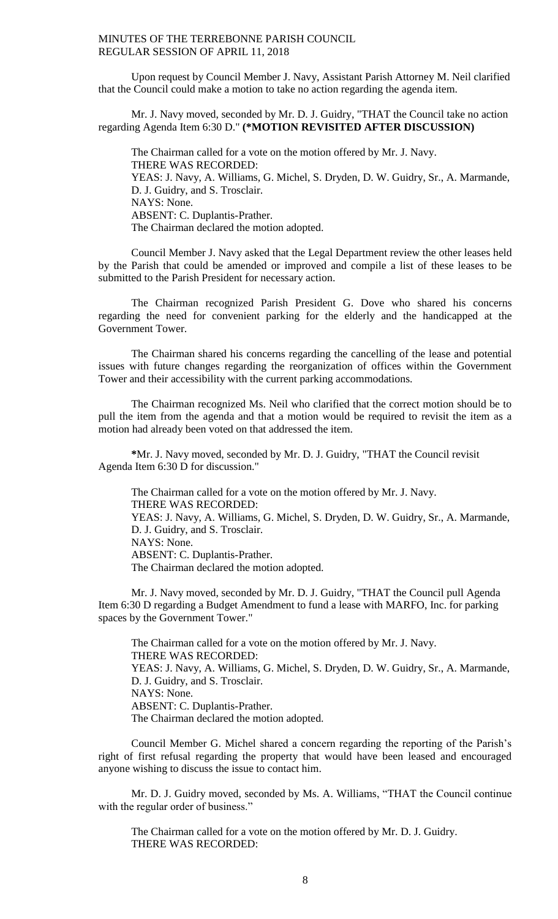Upon request by Council Member J. Navy, Assistant Parish Attorney M. Neil clarified that the Council could make a motion to take no action regarding the agenda item.

Mr. J. Navy moved, seconded by Mr. D. J. Guidry, "THAT the Council take no action regarding Agenda Item 6:30 D." **(*MOTION REVISITED AFTER DISCUSSION)**

The Chairman called for a vote on the motion offered by Mr. J. Navy.
THERE WAS RECORDED:
YEAS: J. Navy, A. Williams, G. Michel, S. Dryden, D. W. Guidry, Sr., A. Marmande, D. J. Guidry, and S. Trosclair.
NAYS: None.
ABSENT: C. Duplantis-Prather.
The Chairman declared the motion adopted.

Council Member J. Navy asked that the Legal Department review the other leases held by the Parish that could be amended or improved and compile a list of these leases to be submitted to the Parish President for necessary action.

The Chairman recognized Parish President G. Dove who shared his concerns regarding the need for convenient parking for the elderly and the handicapped at the Government Tower.

The Chairman shared his concerns regarding the cancelling of the lease and potential issues with future changes regarding the reorganization of offices within the Government Tower and their accessibility with the current parking accommodations.

The Chairman recognized Ms. Neil who clarified that the correct motion should be to pull the item from the agenda and that a motion would be required to revisit the item as a motion had already been voted on that addressed the item.

**\***Mr. J. Navy moved, seconded by Mr. D. J. Guidry, "THAT the Council revisit Agenda Item 6:30 D for discussion."

The Chairman called for a vote on the motion offered by Mr. J. Navy.
THERE WAS RECORDED:
YEAS: J. Navy, A. Williams, G. Michel, S. Dryden, D. W. Guidry, Sr., A. Marmande, D. J. Guidry, and S. Trosclair.
NAYS: None.
ABSENT: C. Duplantis-Prather.
The Chairman declared the motion adopted.

Mr. J. Navy moved, seconded by Mr. D. J. Guidry, "THAT the Council pull Agenda Item 6:30 D regarding a Budget Amendment to fund a lease with MARFO, Inc. for parking spaces by the Government Tower."

The Chairman called for a vote on the motion offered by Mr. J. Navy.
THERE WAS RECORDED:
YEAS: J. Navy, A. Williams, G. Michel, S. Dryden, D. W. Guidry, Sr., A. Marmande, D. J. Guidry, and S. Trosclair.
NAYS: None.
ABSENT: C. Duplantis-Prather.
The Chairman declared the motion adopted.

Council Member G. Michel shared a concern regarding the reporting of the Parish's right of first refusal regarding the property that would have been leased and encouraged anyone wishing to discuss the issue to contact him.

Mr. D. J. Guidry moved, seconded by Ms. A. Williams, "THAT the Council continue with the regular order of business."

The Chairman called for a vote on the motion offered by Mr. D. J. Guidry.
THERE WAS RECORDED: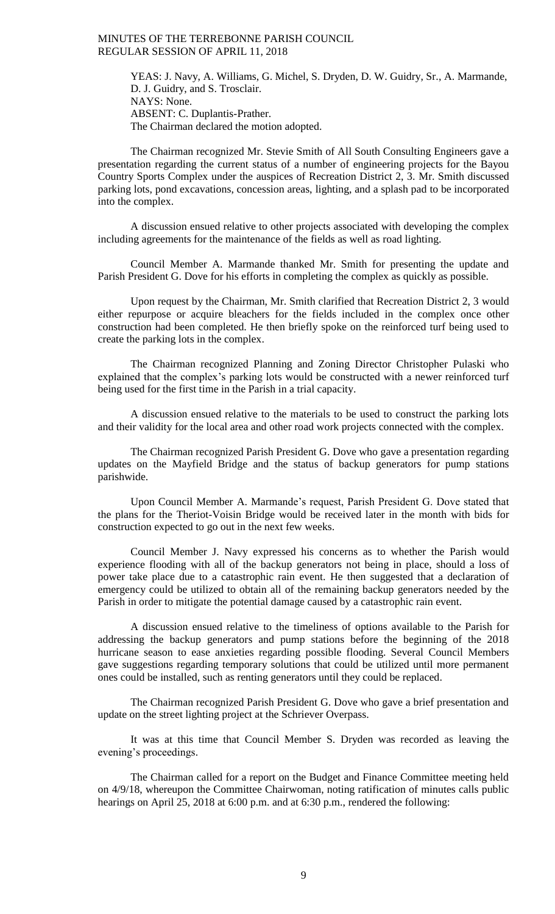YEAS: J. Navy, A. Williams, G. Michel, S. Dryden, D. W. Guidry, Sr., A. Marmande, D. J. Guidry, and S. Trosclair.
NAYS: None.
ABSENT: C. Duplantis-Prather.
The Chairman declared the motion adopted.

The Chairman recognized Mr. Stevie Smith of All South Consulting Engineers gave a presentation regarding the current status of a number of engineering projects for the Bayou Country Sports Complex under the auspices of Recreation District 2, 3. Mr. Smith discussed parking lots, pond excavations, concession areas, lighting, and a splash pad to be incorporated into the complex.

A discussion ensued relative to other projects associated with developing the complex including agreements for the maintenance of the fields as well as road lighting.

Council Member A. Marmande thanked Mr. Smith for presenting the update and Parish President G. Dove for his efforts in completing the complex as quickly as possible.

Upon request by the Chairman, Mr. Smith clarified that Recreation District 2, 3 would either repurpose or acquire bleachers for the fields included in the complex once other construction had been completed. He then briefly spoke on the reinforced turf being used to create the parking lots in the complex.

The Chairman recognized Planning and Zoning Director Christopher Pulaski who explained that the complex's parking lots would be constructed with a newer reinforced turf being used for the first time in the Parish in a trial capacity.

A discussion ensued relative to the materials to be used to construct the parking lots and their validity for the local area and other road work projects connected with the complex.

The Chairman recognized Parish President G. Dove who gave a presentation regarding updates on the Mayfield Bridge and the status of backup generators for pump stations parishwide.

Upon Council Member A. Marmande's request, Parish President G. Dove stated that the plans for the Theriot-Voisin Bridge would be received later in the month with bids for construction expected to go out in the next few weeks.

Council Member J. Navy expressed his concerns as to whether the Parish would experience flooding with all of the backup generators not being in place, should a loss of power take place due to a catastrophic rain event. He then suggested that a declaration of emergency could be utilized to obtain all of the remaining backup generators needed by the Parish in order to mitigate the potential damage caused by a catastrophic rain event.

A discussion ensued relative to the timeliness of options available to the Parish for addressing the backup generators and pump stations before the beginning of the 2018 hurricane season to ease anxieties regarding possible flooding. Several Council Members gave suggestions regarding temporary solutions that could be utilized until more permanent ones could be installed, such as renting generators until they could be replaced.

The Chairman recognized Parish President G. Dove who gave a brief presentation and update on the street lighting project at the Schriever Overpass.

It was at this time that Council Member S. Dryden was recorded as leaving the evening's proceedings.

The Chairman called for a report on the Budget and Finance Committee meeting held on 4/9/18, whereupon the Committee Chairwoman, noting ratification of minutes calls public hearings on April 25, 2018 at 6:00 p.m. and at 6:30 p.m., rendered the following: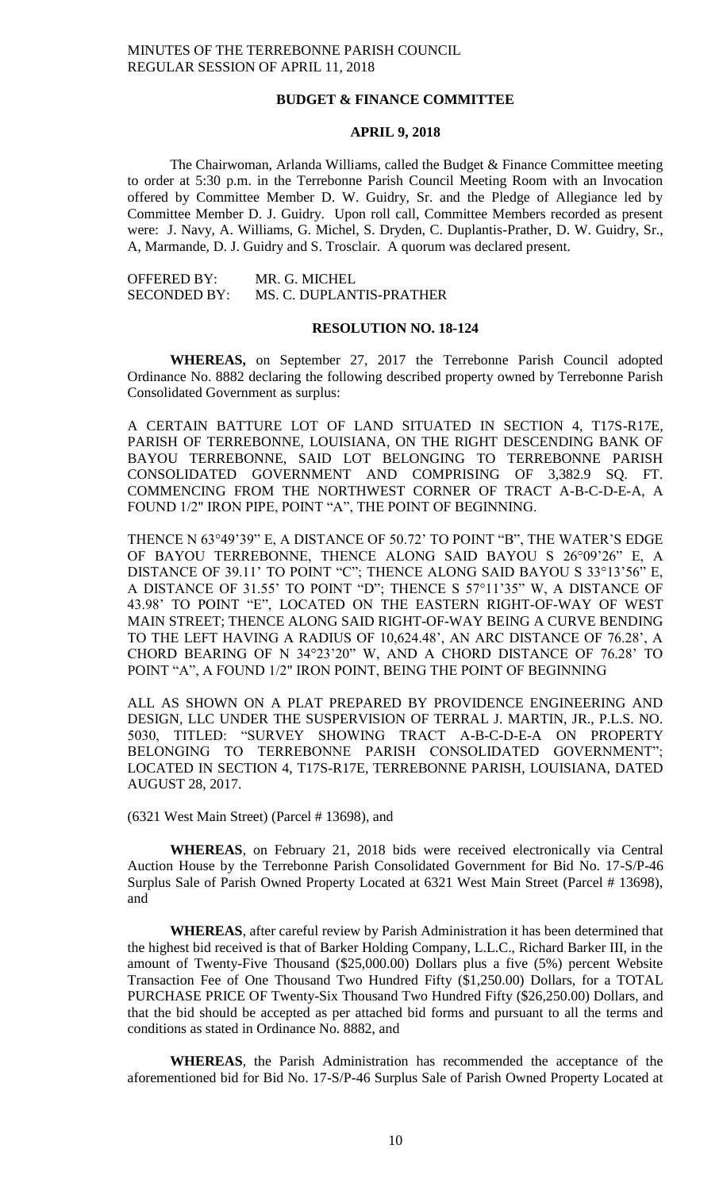MINUTES OF THE TERREBONNE PARISH COUNCIL
REGULAR SESSION OF APRIL 11, 2018

## BUDGET & FINANCE COMMITTEE

### APRIL 9, 2018

The Chairwoman, Arlanda Williams, called the Budget & Finance Committee meeting to order at 5:30 p.m. in the Terrebonne Parish Council Meeting Room with an Invocation offered by Committee Member D. W. Guidry, Sr. and the Pledge of Allegiance led by Committee Member D. J. Guidry. Upon roll call, Committee Members recorded as present were: J. Navy, A. Williams, G. Michel, S. Dryden, C. Duplantis-Prather, D. W. Guidry, Sr., A, Marmande, D. J. Guidry and S. Trosclair. A quorum was declared present.

OFFERED BY: MR. G. MICHEL
SECONDED BY: MS. C. DUPLANTIS-PRATHER

### RESOLUTION NO. 18-124

**WHEREAS,** on September 27, 2017 the Terrebonne Parish Council adopted Ordinance No. 8882 declaring the following described property owned by Terrebonne Parish Consolidated Government as surplus:

A CERTAIN BATTURE LOT OF LAND SITUATED IN SECTION 4, T17S-R17E, PARISH OF TERREBONNE, LOUISIANA, ON THE RIGHT DESCENDING BANK OF BAYOU TERREBONNE, SAID LOT BELONGING TO TERREBONNE PARISH CONSOLIDATED GOVERNMENT AND COMPRISING OF 3,382.9 SQ. FT. COMMENCING FROM THE NORTHWEST CORNER OF TRACT A-B-C-D-E-A, A FOUND 1/2" IRON PIPE, POINT "A", THE POINT OF BEGINNING.

THENCE N 63°49'39" E, A DISTANCE OF 50.72' TO POINT "B", THE WATER'S EDGE OF BAYOU TERREBONNE, THENCE ALONG SAID BAYOU S 26°09'26" E, A DISTANCE OF 39.11' TO POINT "C"; THENCE ALONG SAID BAYOU S 33°13'56" E, A DISTANCE OF 31.55' TO POINT "D"; THENCE S 57°11'35" W, A DISTANCE OF 43.98' TO POINT "E", LOCATED ON THE EASTERN RIGHT-OF-WAY OF WEST MAIN STREET; THENCE ALONG SAID RIGHT-OF-WAY BEING A CURVE BENDING TO THE LEFT HAVING A RADIUS OF 10,624.48', AN ARC DISTANCE OF 76.28', A CHORD BEARING OF N 34°23'20" W, AND A CHORD DISTANCE OF 76.28' TO POINT "A", A FOUND 1/2" IRON POINT, BEING THE POINT OF BEGINNING

ALL AS SHOWN ON A PLAT PREPARED BY PROVIDENCE ENGINEERING AND DESIGN, LLC UNDER THE SUSPERVISION OF TERRAL J. MARTIN, JR., P.L.S. NO. 5030, TITLED: "SURVEY SHOWING TRACT A-B-C-D-E-A ON PROPERTY BELONGING TO TERREBONNE PARISH CONSOLIDATED GOVERNMENT"; LOCATED IN SECTION 4, T17S-R17E, TERREBONNE PARISH, LOUISIANA, DATED AUGUST 28, 2017.

(6321 West Main Street) (Parcel # 13698), and

**WHEREAS**, on February 21, 2018 bids were received electronically via Central Auction House by the Terrebonne Parish Consolidated Government for Bid No. 17-S/P-46 Surplus Sale of Parish Owned Property Located at 6321 West Main Street (Parcel # 13698), and

**WHEREAS**, after careful review by Parish Administration it has been determined that the highest bid received is that of Barker Holding Company, L.L.C., Richard Barker III, in the amount of Twenty-Five Thousand ($25,000.00) Dollars plus a five (5%) percent Website Transaction Fee of One Thousand Two Hundred Fifty ($1,250.00) Dollars, for a TOTAL PURCHASE PRICE OF Twenty-Six Thousand Two Hundred Fifty ($26,250.00) Dollars, and that the bid should be accepted as per attached bid forms and pursuant to all the terms and conditions as stated in Ordinance No. 8882, and

**WHEREAS**, the Parish Administration has recommended the acceptance of the aforementioned bid for Bid No. 17-S/P-46 Surplus Sale of Parish Owned Property Located at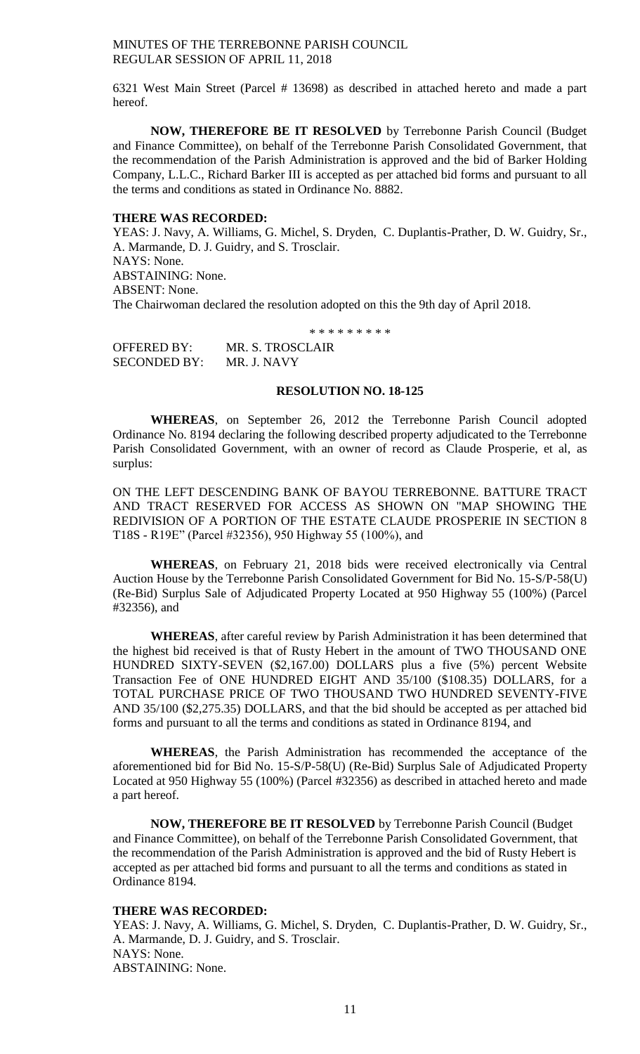6321 West Main Street (Parcel # 13698) as described in attached hereto and made a part hereof.

**NOW, THEREFORE BE IT RESOLVED** by Terrebonne Parish Council (Budget and Finance Committee), on behalf of the Terrebonne Parish Consolidated Government, that the recommendation of the Parish Administration is approved and the bid of Barker Holding Company, L.L.C., Richard Barker III is accepted as per attached bid forms and pursuant to all the terms and conditions as stated in Ordinance No. 8882.

**THERE WAS RECORDED:**

YEAS: J. Navy, A. Williams, G. Michel, S. Dryden, C. Duplantis-Prather, D. W. Guidry, Sr., A. Marmande, D. J. Guidry, and S. Trosclair.
NAYS: None.
ABSTAINING: None.
ABSENT: None.
The Chairwoman declared the resolution adopted on this the 9th day of April 2018.

\* \* \* \* \* \* \* \* \*

OFFERED BY: MR. S. TROSCLAIR
SECONDED BY: MR. J. NAVY

**RESOLUTION NO. 18-125**

**WHEREAS**, on September 26, 2012 the Terrebonne Parish Council adopted Ordinance No. 8194 declaring the following described property adjudicated to the Terrebonne Parish Consolidated Government, with an owner of record as Claude Prosperie, et al, as surplus:

ON THE LEFT DESCENDING BANK OF BAYOU TERREBONNE. BATTURE TRACT AND TRACT RESERVED FOR ACCESS AS SHOWN ON "MAP SHOWING THE REDIVISION OF A PORTION OF THE ESTATE CLAUDE PROSPERIE IN SECTION 8 T18S - R19E" (Parcel #32356), 950 Highway 55 (100%), and

**WHEREAS**, on February 21, 2018 bids were received electronically via Central Auction House by the Terrebonne Parish Consolidated Government for Bid No. 15-S/P-58(U) (Re-Bid) Surplus Sale of Adjudicated Property Located at 950 Highway 55 (100%) (Parcel #32356), and

**WHEREAS**, after careful review by Parish Administration it has been determined that the highest bid received is that of Rusty Hebert in the amount of TWO THOUSAND ONE HUNDRED SIXTY-SEVEN ($2,167.00) DOLLARS plus a five (5%) percent Website Transaction Fee of ONE HUNDRED EIGHT AND 35/100 ($108.35) DOLLARS, for a TOTAL PURCHASE PRICE OF TWO THOUSAND TWO HUNDRED SEVENTY-FIVE AND 35/100 ($2,275.35) DOLLARS, and that the bid should be accepted as per attached bid forms and pursuant to all the terms and conditions as stated in Ordinance 8194, and

**WHEREAS**, the Parish Administration has recommended the acceptance of the aforementioned bid for Bid No. 15-S/P-58(U) (Re-Bid) Surplus Sale of Adjudicated Property Located at 950 Highway 55 (100%) (Parcel #32356) as described in attached hereto and made a part hereof.

**NOW, THEREFORE BE IT RESOLVED** by Terrebonne Parish Council (Budget and Finance Committee), on behalf of the Terrebonne Parish Consolidated Government, that the recommendation of the Parish Administration is approved and the bid of Rusty Hebert is accepted as per attached bid forms and pursuant to all the terms and conditions as stated in Ordinance 8194.

**THERE WAS RECORDED:**

YEAS: J. Navy, A. Williams, G. Michel, S. Dryden, C. Duplantis-Prather, D. W. Guidry, Sr., A. Marmande, D. J. Guidry, and S. Trosclair.
NAYS: None.
ABSTAINING: None.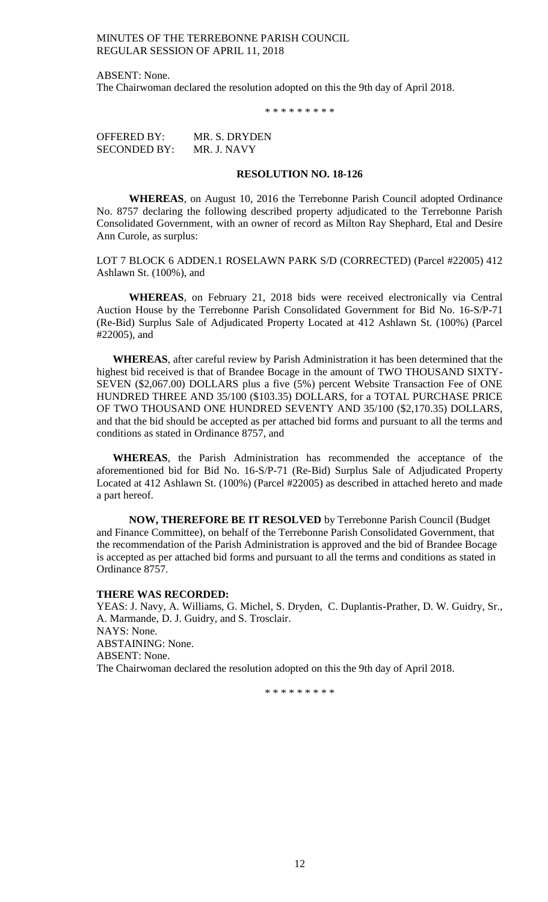ABSENT: None.

The Chairwoman declared the resolution adopted on this the 9th day of April 2018.

\* \* \* \* \* \* \* \* \*

OFFERED BY: MR. S. DRYDEN
SECONDED BY: MR. J. NAVY

**RESOLUTION NO. 18-126**

**WHEREAS**, on August 10, 2016 the Terrebonne Parish Council adopted Ordinance No. 8757 declaring the following described property adjudicated to the Terrebonne Parish Consolidated Government, with an owner of record as Milton Ray Shephard, Etal and Desire Ann Curole, as surplus:

LOT 7 BLOCK 6 ADDEN.1 ROSELAWN PARK S/D (CORRECTED) (Parcel #22005) 412 Ashlawn St. (100%), and

**WHEREAS**, on February 21, 2018 bids were received electronically via Central Auction House by the Terrebonne Parish Consolidated Government for Bid No. 16-S/P-71 (Re-Bid) Surplus Sale of Adjudicated Property Located at 412 Ashlawn St. (100%) (Parcel #22005), and

**WHEREAS**, after careful review by Parish Administration it has been determined that the highest bid received is that of Brandee Bocage in the amount of TWO THOUSAND SIXTY-SEVEN ($2,067.00) DOLLARS plus a five (5%) percent Website Transaction Fee of ONE HUNDRED THREE AND 35/100 ($103.35) DOLLARS, for a TOTAL PURCHASE PRICE OF TWO THOUSAND ONE HUNDRED SEVENTY AND 35/100 ($2,170.35) DOLLARS, and that the bid should be accepted as per attached bid forms and pursuant to all the terms and conditions as stated in Ordinance 8757, and

**WHEREAS**, the Parish Administration has recommended the acceptance of the aforementioned bid for Bid No. 16-S/P-71 (Re-Bid) Surplus Sale of Adjudicated Property Located at 412 Ashlawn St. (100%) (Parcel #22005) as described in attached hereto and made a part hereof.

**NOW, THEREFORE BE IT RESOLVED** by Terrebonne Parish Council (Budget and Finance Committee), on behalf of the Terrebonne Parish Consolidated Government, that the recommendation of the Parish Administration is approved and the bid of Brandee Bocage is accepted as per attached bid forms and pursuant to all the terms and conditions as stated in Ordinance 8757.

**THERE WAS RECORDED:**

YEAS: J. Navy, A. Williams, G. Michel, S. Dryden, C. Duplantis-Prather, D. W. Guidry, Sr., A. Marmande, D. J. Guidry, and S. Trosclair.

NAYS: None.

ABSTAINING: None.

ABSENT: None.

The Chairwoman declared the resolution adopted on this the 9th day of April 2018.

\* \* \* \* \* \* \* \* \*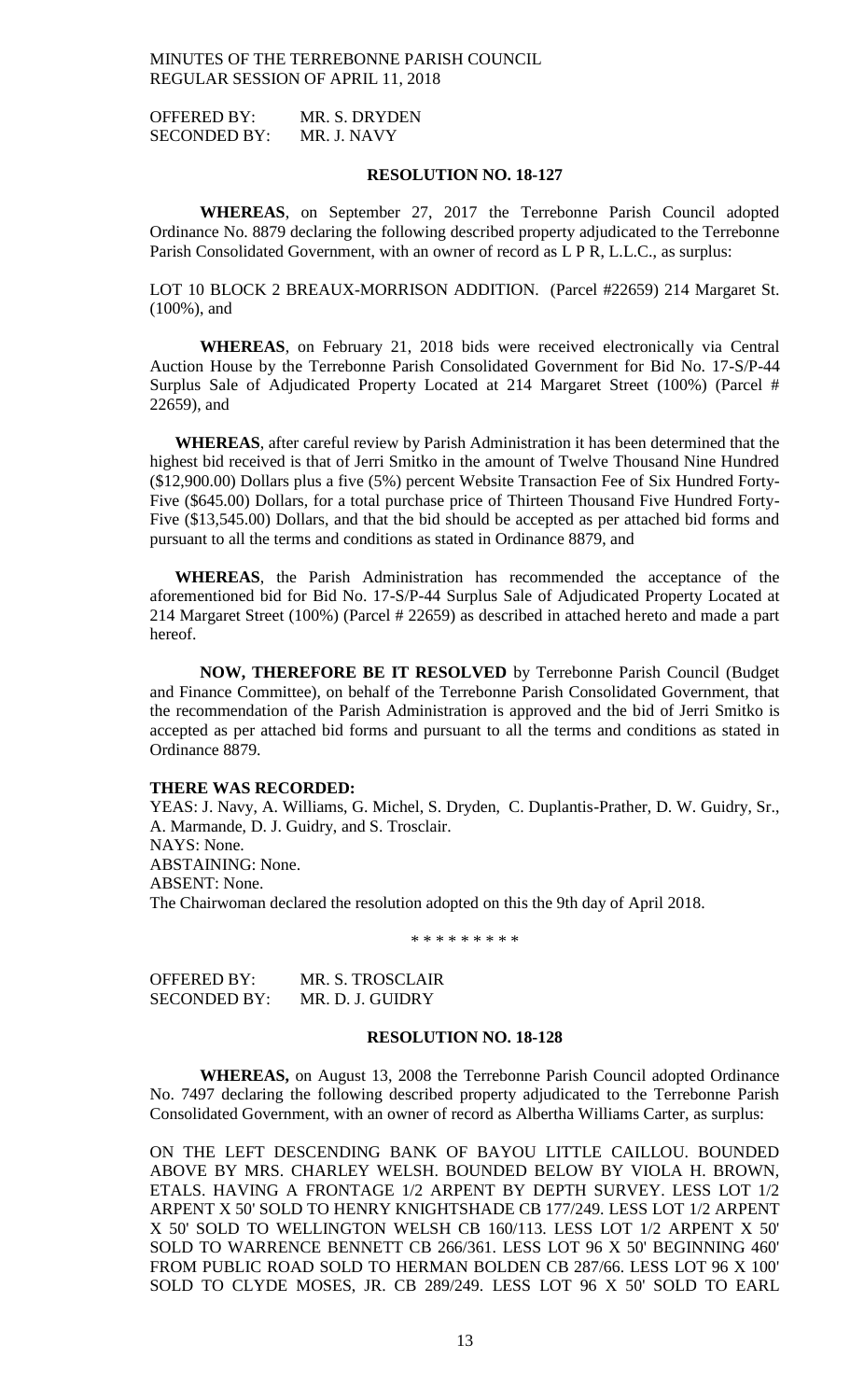OFFERED BY: MR. S. DRYDEN
SECONDED BY: MR. J. NAVY

**RESOLUTION NO. 18-127**

**WHEREAS**, on September 27, 2017 the Terrebonne Parish Council adopted Ordinance No. 8879 declaring the following described property adjudicated to the Terrebonne Parish Consolidated Government, with an owner of record as L P R, L.L.C., as surplus:

LOT 10 BLOCK 2 BREAUX-MORRISON ADDITION. (Parcel #22659) 214 Margaret St. (100%), and

**WHEREAS**, on February 21, 2018 bids were received electronically via Central Auction House by the Terrebonne Parish Consolidated Government for Bid No. 17-S/P-44 Surplus Sale of Adjudicated Property Located at 214 Margaret Street (100%) (Parcel # 22659), and

**WHEREAS**, after careful review by Parish Administration it has been determined that the highest bid received is that of Jerri Smitko in the amount of Twelve Thousand Nine Hundred ($12,900.00) Dollars plus a five (5%) percent Website Transaction Fee of Six Hundred Forty-Five ($645.00) Dollars, for a total purchase price of Thirteen Thousand Five Hundred Forty-Five ($13,545.00) Dollars, and that the bid should be accepted as per attached bid forms and pursuant to all the terms and conditions as stated in Ordinance 8879, and

**WHEREAS**, the Parish Administration has recommended the acceptance of the aforementioned bid for Bid No. 17-S/P-44 Surplus Sale of Adjudicated Property Located at 214 Margaret Street (100%) (Parcel # 22659) as described in attached hereto and made a part hereof.

**NOW, THEREFORE BE IT RESOLVED** by Terrebonne Parish Council (Budget and Finance Committee), on behalf of the Terrebonne Parish Consolidated Government, that the recommendation of the Parish Administration is approved and the bid of Jerri Smitko is accepted as per attached bid forms and pursuant to all the terms and conditions as stated in Ordinance 8879.

**THERE WAS RECORDED:**
YEAS: J. Navy, A. Williams, G. Michel, S. Dryden, C. Duplantis-Prather, D. W. Guidry, Sr., A. Marmande, D. J. Guidry, and S. Trosclair.
NAYS: None.
ABSTAINING: None.
ABSENT: None.
The Chairwoman declared the resolution adopted on this the 9th day of April 2018.

\* \* \* \* \* \* \* \* \*

OFFERED BY: MR. S. TROSCLAIR
SECONDED BY: MR. D. J. GUIDRY

**RESOLUTION NO. 18-128**

**WHEREAS,** on August 13, 2008 the Terrebonne Parish Council adopted Ordinance No. 7497 declaring the following described property adjudicated to the Terrebonne Parish Consolidated Government, with an owner of record as Albertha Williams Carter, as surplus:

ON THE LEFT DESCENDING BANK OF BAYOU LITTLE CAILLOU. BOUNDED ABOVE BY MRS. CHARLEY WELSH. BOUNDED BELOW BY VIOLA H. BROWN, ETALS. HAVING A FRONTAGE 1/2 ARPENT BY DEPTH SURVEY. LESS LOT 1/2 ARPENT X 50' SOLD TO HENRY KNIGHTSHADE CB 177/249. LESS LOT 1/2 ARPENT X 50' SOLD TO WELLINGTON WELSH CB 160/113. LESS LOT 1/2 ARPENT X 50' SOLD TO WARRENCE BENNETT CB 266/361. LESS LOT 96 X 50' BEGINNING 460' FROM PUBLIC ROAD SOLD TO HERMAN BOLDEN CB 287/66. LESS LOT 96 X 100' SOLD TO CLYDE MOSES, JR. CB 289/249. LESS LOT 96 X 50' SOLD TO EARL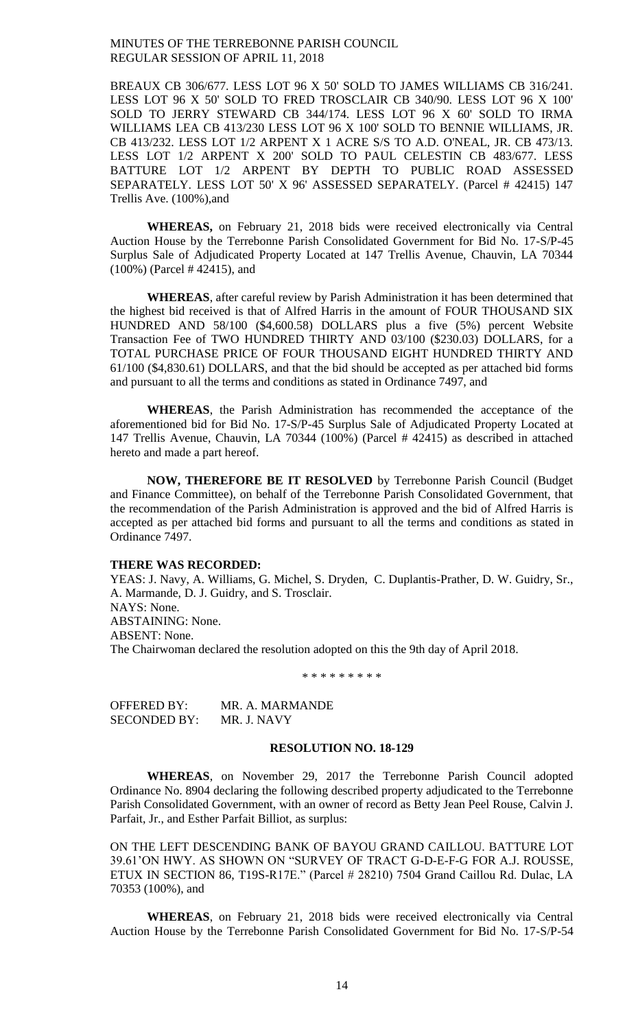BREAUX CB 306/677. LESS LOT 96 X 50' SOLD TO JAMES WILLIAMS CB 316/241. LESS LOT 96 X 50' SOLD TO FRED TROSCLAIR CB 340/90. LESS LOT 96 X 100' SOLD TO JERRY STEWARD CB 344/174. LESS LOT 96 X 60' SOLD TO IRMA WILLIAMS LEA CB 413/230 LESS LOT 96 X 100' SOLD TO BENNIE WILLIAMS, JR. CB 413/232. LESS LOT 1/2 ARPENT X 1 ACRE S/S TO A.D. O'NEAL, JR. CB 473/13. LESS LOT 1/2 ARPENT X 200' SOLD TO PAUL CELESTIN CB 483/677. LESS BATTURE LOT 1/2 ARPENT BY DEPTH TO PUBLIC ROAD ASSESSED SEPARATELY. LESS LOT 50' X 96' ASSESSED SEPARATELY. (Parcel # 42415) 147 Trellis Ave. (100%),and

**WHEREAS,** on February 21, 2018 bids were received electronically via Central Auction House by the Terrebonne Parish Consolidated Government for Bid No. 17-S/P-45 Surplus Sale of Adjudicated Property Located at 147 Trellis Avenue, Chauvin, LA 70344 (100%) (Parcel # 42415), and

**WHEREAS**, after careful review by Parish Administration it has been determined that the highest bid received is that of Alfred Harris in the amount of FOUR THOUSAND SIX HUNDRED AND 58/100 ($4,600.58) DOLLARS plus a five (5%) percent Website Transaction Fee of TWO HUNDRED THIRTY AND 03/100 ($230.03) DOLLARS, for a TOTAL PURCHASE PRICE OF FOUR THOUSAND EIGHT HUNDRED THIRTY AND 61/100 ($4,830.61) DOLLARS, and that the bid should be accepted as per attached bid forms and pursuant to all the terms and conditions as stated in Ordinance 7497, and

**WHEREAS**, the Parish Administration has recommended the acceptance of the aforementioned bid for Bid No. 17-S/P-45 Surplus Sale of Adjudicated Property Located at 147 Trellis Avenue, Chauvin, LA 70344 (100%) (Parcel # 42415) as described in attached hereto and made a part hereof.

**NOW, THEREFORE BE IT RESOLVED** by Terrebonne Parish Council (Budget and Finance Committee), on behalf of the Terrebonne Parish Consolidated Government, that the recommendation of the Parish Administration is approved and the bid of Alfred Harris is accepted as per attached bid forms and pursuant to all the terms and conditions as stated in Ordinance 7497.

**THERE WAS RECORDED:**

YEAS: J. Navy, A. Williams, G. Michel, S. Dryden, C. Duplantis-Prather, D. W. Guidry, Sr., A. Marmande, D. J. Guidry, and S. Trosclair.
NAYS: None.
ABSTAINING: None.
ABSENT: None.
The Chairwoman declared the resolution adopted on this the 9th day of April 2018.

\* \* \* \* \* \* \* \* \*

OFFERED BY: MR. A. MARMANDE
SECONDED BY: MR. J. NAVY

**RESOLUTION NO. 18-129**

**WHEREAS**, on November 29, 2017 the Terrebonne Parish Council adopted Ordinance No. 8904 declaring the following described property adjudicated to the Terrebonne Parish Consolidated Government, with an owner of record as Betty Jean Peel Rouse, Calvin J. Parfait, Jr., and Esther Parfait Billiot, as surplus:

ON THE LEFT DESCENDING BANK OF BAYOU GRAND CAILLOU. BATTURE LOT 39.61'ON HWY. AS SHOWN ON "SURVEY OF TRACT G-D-E-F-G FOR A.J. ROUSSE, ETUX IN SECTION 86, T19S-R17E." (Parcel # 28210) 7504 Grand Caillou Rd. Dulac, LA 70353 (100%), and

**WHEREAS**, on February 21, 2018 bids were received electronically via Central Auction House by the Terrebonne Parish Consolidated Government for Bid No. 17-S/P-54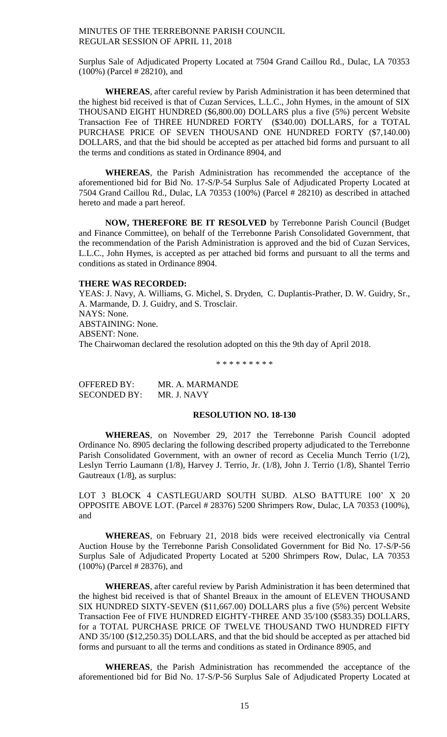Surplus Sale of Adjudicated Property Located at 7504 Grand Caillou Rd., Dulac, LA 70353 (100%) (Parcel # 28210), and

**WHEREAS**, after careful review by Parish Administration it has been determined that the highest bid received is that of Cuzan Services, L.L.C., John Hymes, in the amount of SIX THOUSAND EIGHT HUNDRED ($6,800.00) DOLLARS plus a five (5%) percent Website Transaction Fee of THREE HUNDRED FORTY ($340.00) DOLLARS, for a TOTAL PURCHASE PRICE OF SEVEN THOUSAND ONE HUNDRED FORTY ($7,140.00) DOLLARS, and that the bid should be accepted as per attached bid forms and pursuant to all the terms and conditions as stated in Ordinance 8904, and

**WHEREAS**, the Parish Administration has recommended the acceptance of the aforementioned bid for Bid No. 17-S/P-54 Surplus Sale of Adjudicated Property Located at 7504 Grand Caillou Rd., Dulac, LA 70353 (100%) (Parcel # 28210) as described in attached hereto and made a part hereof.

**NOW, THEREFORE BE IT RESOLVED** by Terrebonne Parish Council (Budget and Finance Committee), on behalf of the Terrebonne Parish Consolidated Government, that the recommendation of the Parish Administration is approved and the bid of Cuzan Services, L.L.C., John Hymes, is accepted as per attached bid forms and pursuant to all the terms and conditions as stated in Ordinance 8904.

**THERE WAS RECORDED:**

YEAS: J. Navy, A. Williams, G. Michel, S. Dryden, C. Duplantis-Prather, D. W. Guidry, Sr., A. Marmande, D. J. Guidry, and S. Trosclair.
NAYS: None.
ABSTAINING: None.
ABSENT: None.
The Chairwoman declared the resolution adopted on this the 9th day of April 2018.

\* \* \* \* \* \* \* \* \*

OFFERED BY: MR. A. MARMANDE
SECONDED BY: MR. J. NAVY

**RESOLUTION NO. 18-130**

**WHEREAS**, on November 29, 2017 the Terrebonne Parish Council adopted Ordinance No. 8905 declaring the following described property adjudicated to the Terrebonne Parish Consolidated Government, with an owner of record as Cecelia Munch Terrio (1/2), Leslyn Terrio Laumann (1/8), Harvey J. Terrio, Jr. (1/8), John J. Terrio (1/8), Shantel Terrio Gautreaux (1/8), as surplus:

LOT 3 BLOCK 4 CASTLEGUARD SOUTH SUBD. ALSO BATTURE 100' X 20 OPPOSITE ABOVE LOT. (Parcel # 28376) 5200 Shrimpers Row, Dulac, LA 70353 (100%), and

**WHEREAS**, on February 21, 2018 bids were received electronically via Central Auction House by the Terrebonne Parish Consolidated Government for Bid No. 17-S/P-56 Surplus Sale of Adjudicated Property Located at 5200 Shrimpers Row, Dulac, LA 70353 (100%) (Parcel # 28376), and

**WHEREAS**, after careful review by Parish Administration it has been determined that the highest bid received is that of Shantel Breaux in the amount of ELEVEN THOUSAND SIX HUNDRED SIXTY-SEVEN ($11,667.00) DOLLARS plus a five (5%) percent Website Transaction Fee of FIVE HUNDRED EIGHTY-THREE AND 35/100 ($583.35) DOLLARS, for a TOTAL PURCHASE PRICE OF TWELVE THOUSAND TWO HUNDRED FIFTY AND 35/100 ($12,250.35) DOLLARS, and that the bid should be accepted as per attached bid forms and pursuant to all the terms and conditions as stated in Ordinance 8905, and

**WHEREAS**, the Parish Administration has recommended the acceptance of the aforementioned bid for Bid No. 17-S/P-56 Surplus Sale of Adjudicated Property Located at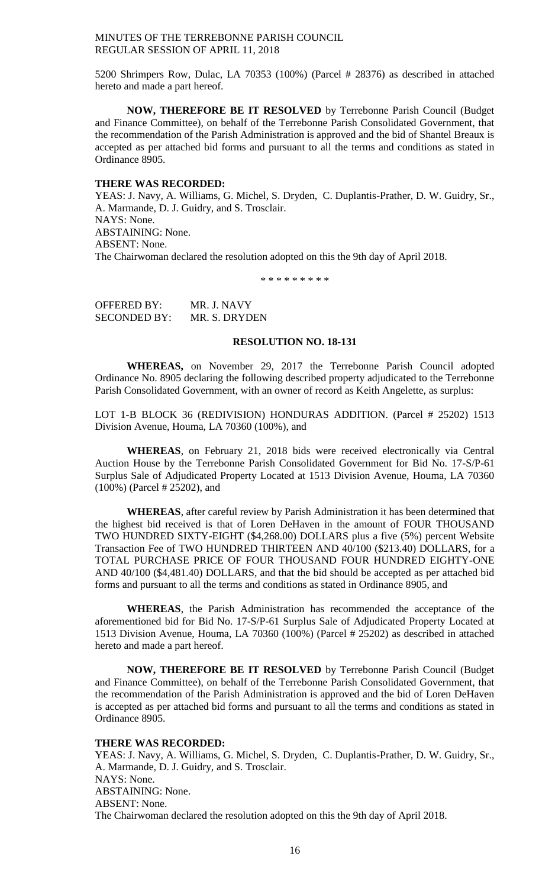5200 Shrimpers Row, Dulac, LA 70353 (100%) (Parcel # 28376) as described in attached hereto and made a part hereof.

**NOW, THEREFORE BE IT RESOLVED** by Terrebonne Parish Council (Budget and Finance Committee), on behalf of the Terrebonne Parish Consolidated Government, that the recommendation of the Parish Administration is approved and the bid of Shantel Breaux is accepted as per attached bid forms and pursuant to all the terms and conditions as stated in Ordinance 8905.

**THERE WAS RECORDED:**

YEAS: J. Navy, A. Williams, G. Michel, S. Dryden, C. Duplantis-Prather, D. W. Guidry, Sr., A. Marmande, D. J. Guidry, and S. Trosclair.
NAYS: None.
ABSTAINING: None.
ABSENT: None.
The Chairwoman declared the resolution adopted on this the 9th day of April 2018.

\* \* \* \* \* \* \* \* \*

OFFERED BY: MR. J. NAVY
SECONDED BY: MR. S. DRYDEN

**RESOLUTION NO. 18-131**

**WHEREAS,** on November 29, 2017 the Terrebonne Parish Council adopted Ordinance No. 8905 declaring the following described property adjudicated to the Terrebonne Parish Consolidated Government, with an owner of record as Keith Angelette, as surplus:

LOT 1-B BLOCK 36 (REDIVISION) HONDURAS ADDITION. (Parcel # 25202) 1513 Division Avenue, Houma, LA 70360 (100%), and

**WHEREAS**, on February 21, 2018 bids were received electronically via Central Auction House by the Terrebonne Parish Consolidated Government for Bid No. 17-S/P-61 Surplus Sale of Adjudicated Property Located at 1513 Division Avenue, Houma, LA 70360 (100%) (Parcel # 25202), and

**WHEREAS**, after careful review by Parish Administration it has been determined that the highest bid received is that of Loren DeHaven in the amount of FOUR THOUSAND TWO HUNDRED SIXTY-EIGHT ($4,268.00) DOLLARS plus a five (5%) percent Website Transaction Fee of TWO HUNDRED THIRTEEN AND 40/100 ($213.40) DOLLARS, for a TOTAL PURCHASE PRICE OF FOUR THOUSAND FOUR HUNDRED EIGHTY-ONE AND 40/100 ($4,481.40) DOLLARS, and that the bid should be accepted as per attached bid forms and pursuant to all the terms and conditions as stated in Ordinance 8905, and

**WHEREAS**, the Parish Administration has recommended the acceptance of the aforementioned bid for Bid No. 17-S/P-61 Surplus Sale of Adjudicated Property Located at 1513 Division Avenue, Houma, LA 70360 (100%) (Parcel # 25202) as described in attached hereto and made a part hereof.

**NOW, THEREFORE BE IT RESOLVED** by Terrebonne Parish Council (Budget and Finance Committee), on behalf of the Terrebonne Parish Consolidated Government, that the recommendation of the Parish Administration is approved and the bid of Loren DeHaven is accepted as per attached bid forms and pursuant to all the terms and conditions as stated in Ordinance 8905.

**THERE WAS RECORDED:**

YEAS: J. Navy, A. Williams, G. Michel, S. Dryden, C. Duplantis-Prather, D. W. Guidry, Sr., A. Marmande, D. J. Guidry, and S. Trosclair.
NAYS: None.
ABSTAINING: None.
ABSENT: None.
The Chairwoman declared the resolution adopted on this the 9th day of April 2018.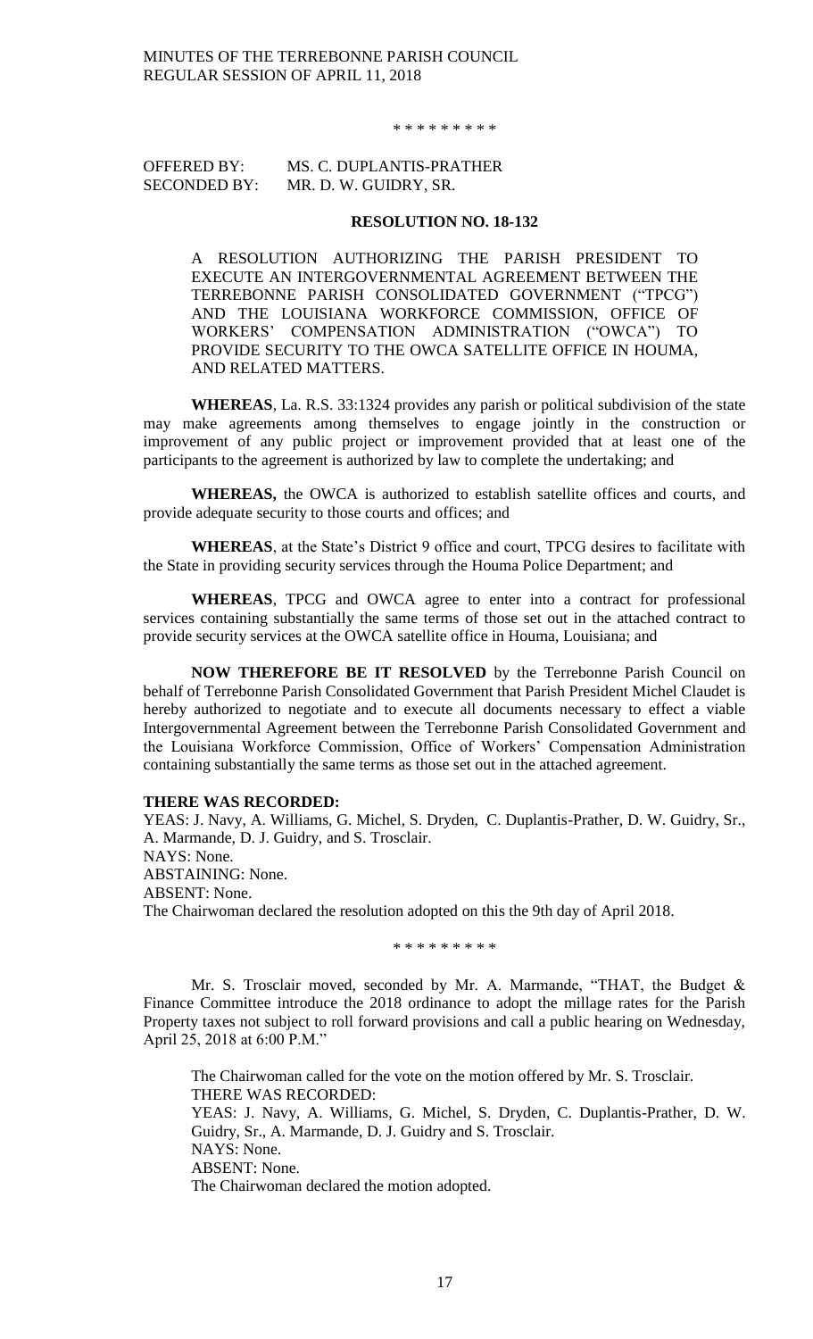\* \* \* \* \* \* \* \* \*

OFFERED BY: MS. C. DUPLANTIS-PRATHER
SECONDED BY: MR. D. W. GUIDRY, SR.

**RESOLUTION NO. 18-132**

A RESOLUTION AUTHORIZING THE PARISH PRESIDENT TO EXECUTE AN INTERGOVERNMENTAL AGREEMENT BETWEEN THE TERREBONNE PARISH CONSOLIDATED GOVERNMENT ("TPCG") AND THE LOUISIANA WORKFORCE COMMISSION, OFFICE OF WORKERS' COMPENSATION ADMINISTRATION ("OWCA") TO PROVIDE SECURITY TO THE OWCA SATELLITE OFFICE IN HOUMA, AND RELATED MATTERS.

**WHEREAS**, La. R.S. 33:1324 provides any parish or political subdivision of the state may make agreements among themselves to engage jointly in the construction or improvement of any public project or improvement provided that at least one of the participants to the agreement is authorized by law to complete the undertaking; and

**WHEREAS,** the OWCA is authorized to establish satellite offices and courts, and provide adequate security to those courts and offices; and

**WHEREAS**, at the State's District 9 office and court, TPCG desires to facilitate with the State in providing security services through the Houma Police Department; and

**WHEREAS**, TPCG and OWCA agree to enter into a contract for professional services containing substantially the same terms of those set out in the attached contract to provide security services at the OWCA satellite office in Houma, Louisiana; and

**NOW THEREFORE BE IT RESOLVED** by the Terrebonne Parish Council on behalf of Terrebonne Parish Consolidated Government that Parish President Michel Claudet is hereby authorized to negotiate and to execute all documents necessary to effect a viable Intergovernmental Agreement between the Terrebonne Parish Consolidated Government and the Louisiana Workforce Commission, Office of Workers' Compensation Administration containing substantially the same terms as those set out in the attached agreement.

**THERE WAS RECORDED:**
YEAS: J. Navy, A. Williams, G. Michel, S. Dryden, C. Duplantis-Prather, D. W. Guidry, Sr., A. Marmande, D. J. Guidry, and S. Trosclair.
NAYS: None.
ABSTAINING: None.
ABSENT: None.
The Chairwoman declared the resolution adopted on this the 9th day of April 2018.

\* \* \* \* \* \* \* \* \*

Mr. S. Trosclair moved, seconded by Mr. A. Marmande, "THAT, the Budget & Finance Committee introduce the 2018 ordinance to adopt the millage rates for the Parish Property taxes not subject to roll forward provisions and call a public hearing on Wednesday, April 25, 2018 at 6:00 P.M."

The Chairwoman called for the vote on the motion offered by Mr. S. Trosclair.
THERE WAS RECORDED:
YEAS: J. Navy, A. Williams, G. Michel, S. Dryden, C. Duplantis-Prather, D. W. Guidry, Sr., A. Marmande, D. J. Guidry and S. Trosclair.
NAYS: None.
ABSENT: None.
The Chairwoman declared the motion adopted.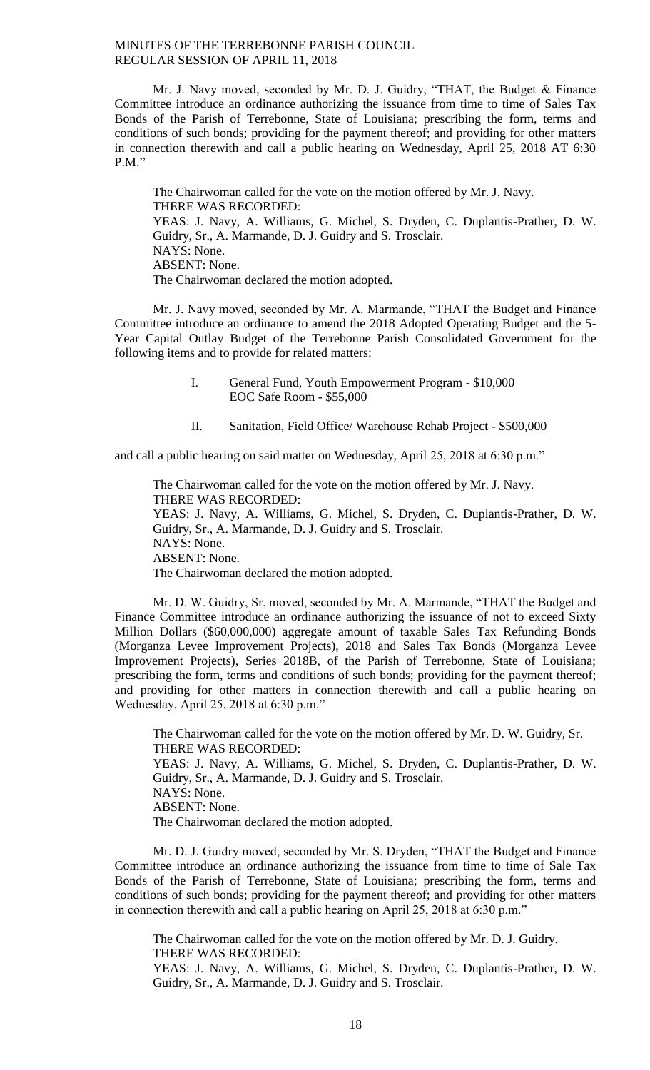Mr. J. Navy moved, seconded by Mr. D. J. Guidry, "THAT, the Budget & Finance Committee introduce an ordinance authorizing the issuance from time to time of Sales Tax Bonds of the Parish of Terrebonne, State of Louisiana; prescribing the form, terms and conditions of such bonds; providing for the payment thereof; and providing for other matters in connection therewith and call a public hearing on Wednesday, April 25, 2018 AT 6:30 P.M."

The Chairwoman called for the vote on the motion offered by Mr. J. Navy.
THERE WAS RECORDED:
YEAS: J. Navy, A. Williams, G. Michel, S. Dryden, C. Duplantis-Prather, D. W. Guidry, Sr., A. Marmande, D. J. Guidry and S. Trosclair.
NAYS: None.
ABSENT: None.
The Chairwoman declared the motion adopted.

Mr. J. Navy moved, seconded by Mr. A. Marmande, "THAT the Budget and Finance Committee introduce an ordinance to amend the 2018 Adopted Operating Budget and the 5-Year Capital Outlay Budget of the Terrebonne Parish Consolidated Government for the following items and to provide for related matters:

I. General Fund, Youth Empowerment Program - $10,000
EOC Safe Room - $55,000

II. Sanitation, Field Office/ Warehouse Rehab Project - $500,000

and call a public hearing on said matter on Wednesday, April 25, 2018 at 6:30 p.m."

The Chairwoman called for the vote on the motion offered by Mr. J. Navy.
THERE WAS RECORDED:
YEAS: J. Navy, A. Williams, G. Michel, S. Dryden, C. Duplantis-Prather, D. W. Guidry, Sr., A. Marmande, D. J. Guidry and S. Trosclair.
NAYS: None.
ABSENT: None.
The Chairwoman declared the motion adopted.

Mr. D. W. Guidry, Sr. moved, seconded by Mr. A. Marmande, "THAT the Budget and Finance Committee introduce an ordinance authorizing the issuance of not to exceed Sixty Million Dollars ($60,000,000) aggregate amount of taxable Sales Tax Refunding Bonds (Morganza Levee Improvement Projects), 2018 and Sales Tax Bonds (Morganza Levee Improvement Projects), Series 2018B, of the Parish of Terrebonne, State of Louisiana; prescribing the form, terms and conditions of such bonds; providing for the payment thereof; and providing for other matters in connection therewith and call a public hearing on Wednesday, April 25, 2018 at 6:30 p.m."

The Chairwoman called for the vote on the motion offered by Mr. D. W. Guidry, Sr.
THERE WAS RECORDED:
YEAS: J. Navy, A. Williams, G. Michel, S. Dryden, C. Duplantis-Prather, D. W. Guidry, Sr., A. Marmande, D. J. Guidry and S. Trosclair.
NAYS: None.
ABSENT: None.
The Chairwoman declared the motion adopted.

Mr. D. J. Guidry moved, seconded by Mr. S. Dryden, "THAT the Budget and Finance Committee introduce an ordinance authorizing the issuance from time to time of Sale Tax Bonds of the Parish of Terrebonne, State of Louisiana; prescribing the form, terms and conditions of such bonds; providing for the payment thereof; and providing for other matters in connection therewith and call a public hearing on April 25, 2018 at 6:30 p.m."

The Chairwoman called for the vote on the motion offered by Mr. D. J. Guidry.
THERE WAS RECORDED:
YEAS: J. Navy, A. Williams, G. Michel, S. Dryden, C. Duplantis-Prather, D. W. Guidry, Sr., A. Marmande, D. J. Guidry and S. Trosclair.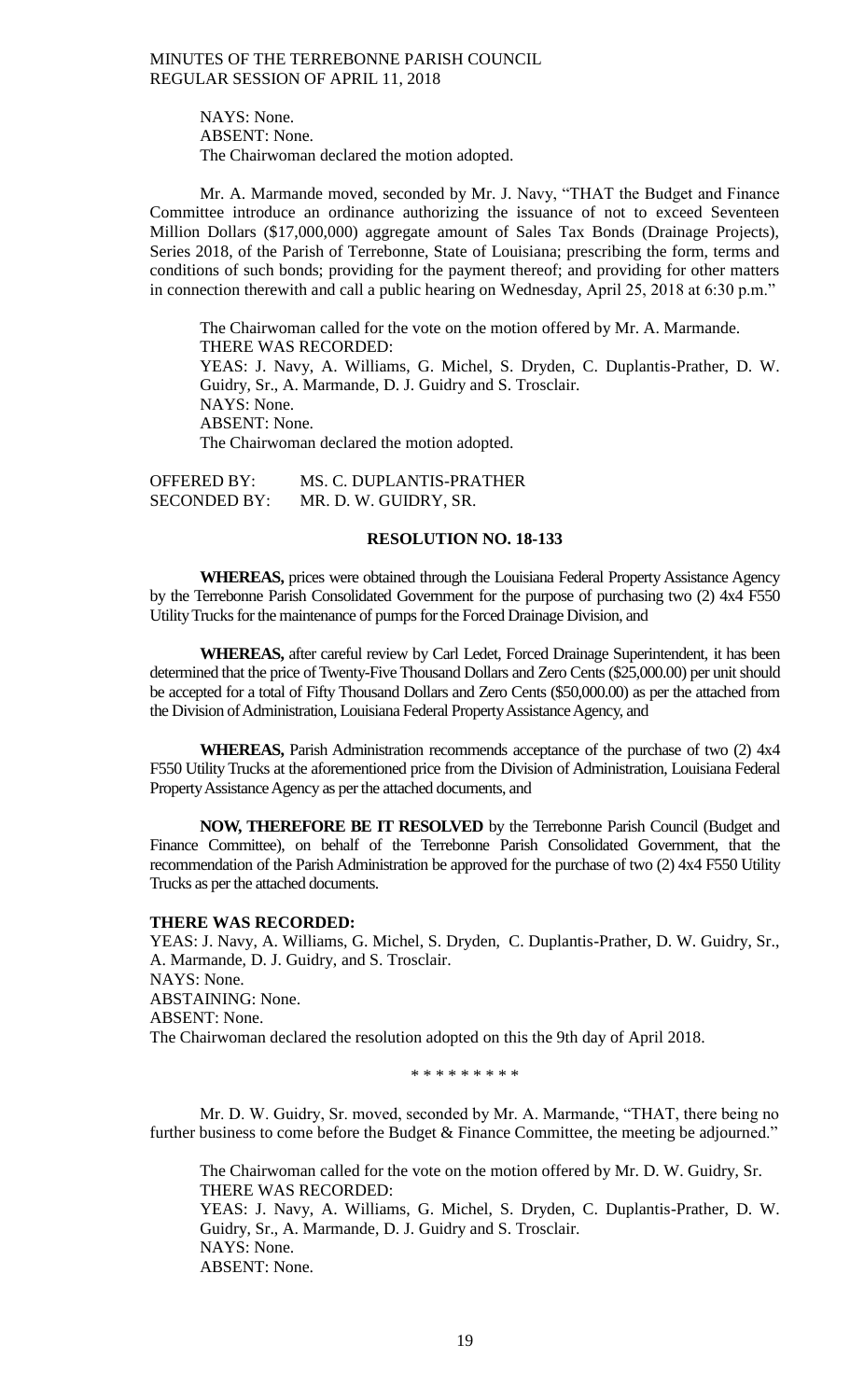NAYS: None.
ABSENT: None.
The Chairwoman declared the motion adopted.

Mr. A. Marmande moved, seconded by Mr. J. Navy, "THAT the Budget and Finance Committee introduce an ordinance authorizing the issuance of not to exceed Seventeen Million Dollars ($17,000,000) aggregate amount of Sales Tax Bonds (Drainage Projects), Series 2018, of the Parish of Terrebonne, State of Louisiana; prescribing the form, terms and conditions of such bonds; providing for the payment thereof; and providing for other matters in connection therewith and call a public hearing on Wednesday, April 25, 2018 at 6:30 p.m."

The Chairwoman called for the vote on the motion offered by Mr. A. Marmande.
THERE WAS RECORDED:
YEAS: J. Navy, A. Williams, G. Michel, S. Dryden, C. Duplantis-Prather, D. W. Guidry, Sr., A. Marmande, D. J. Guidry and S. Trosclair.
NAYS: None.
ABSENT: None.
The Chairwoman declared the motion adopted.

OFFERED BY: MS. C. DUPLANTIS-PRATHER
SECONDED BY: MR. D. W. GUIDRY, SR.

**RESOLUTION NO. 18-133**

**WHEREAS,** prices were obtained through the Louisiana Federal Property Assistance Agency by the Terrebonne Parish Consolidated Government for the purpose of purchasing two (2) 4x4 F550 Utility Trucks for the maintenance of pumps for the Forced Drainage Division, and

**WHEREAS,** after careful review by Carl Ledet, Forced Drainage Superintendent, it has been determined that the price of Twenty-Five Thousand Dollars and Zero Cents ($25,000.00) per unit should be accepted for a total of Fifty Thousand Dollars and Zero Cents ($50,000.00) as per the attached from the Division of Administration, Louisiana Federal Property Assistance Agency, and

**WHEREAS,** Parish Administration recommends acceptance of the purchase of two (2) 4x4 F550 Utility Trucks at the aforementioned price from the Division of Administration, Louisiana Federal Property Assistance Agency as per the attached documents, and

**NOW, THEREFORE BE IT RESOLVED** by the Terrebonne Parish Council (Budget and Finance Committee), on behalf of the Terrebonne Parish Consolidated Government, that the recommendation of the Parish Administration be approved for the purchase of two (2) 4x4 F550 Utility Trucks as per the attached documents.

**THERE WAS RECORDED:**
YEAS: J. Navy, A. Williams, G. Michel, S. Dryden, C. Duplantis-Prather, D. W. Guidry, Sr., A. Marmande, D. J. Guidry, and S. Trosclair.
NAYS: None.
ABSTAINING: None.
ABSENT: None.
The Chairwoman declared the resolution adopted on this the 9th day of April 2018.

\* \* \* \* \* \* \* \* \*

Mr. D. W. Guidry, Sr. moved, seconded by Mr. A. Marmande, "THAT, there being no further business to come before the Budget & Finance Committee, the meeting be adjourned."

The Chairwoman called for the vote on the motion offered by Mr. D. W. Guidry, Sr.
THERE WAS RECORDED:
YEAS: J. Navy, A. Williams, G. Michel, S. Dryden, C. Duplantis-Prather, D. W. Guidry, Sr., A. Marmande, D. J. Guidry and S. Trosclair.
NAYS: None.
ABSENT: None.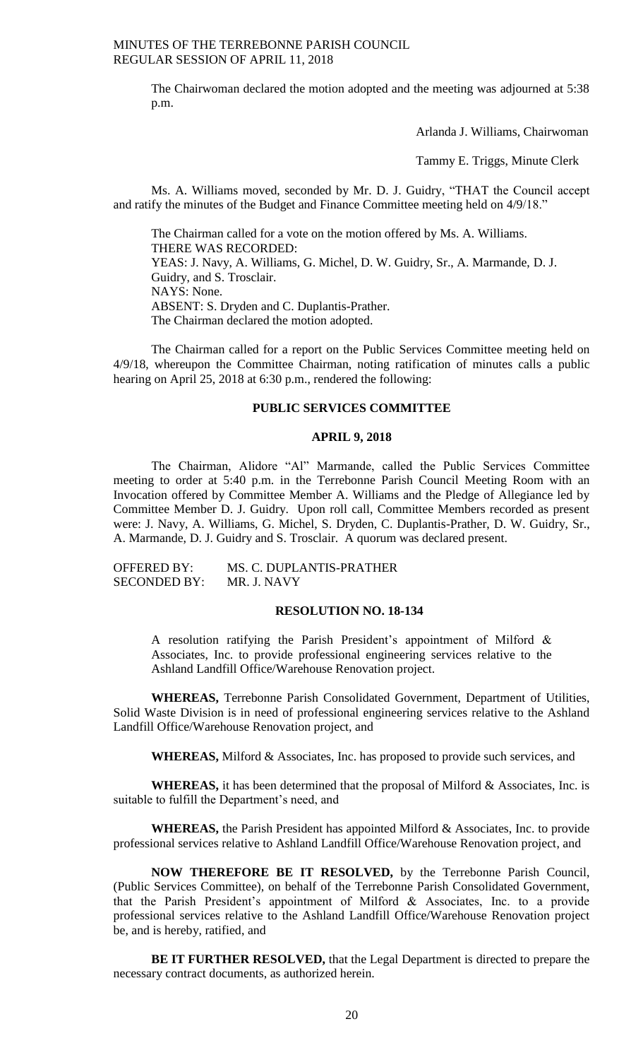The Chairwoman declared the motion adopted and the meeting was adjourned at 5:38 p.m.

Arlanda J. Williams, Chairwoman

Tammy E. Triggs, Minute Clerk

Ms. A. Williams moved, seconded by Mr. D. J. Guidry, "THAT the Council accept and ratify the minutes of the Budget and Finance Committee meeting held on 4/9/18."

The Chairman called for a vote on the motion offered by Ms. A. Williams.
THERE WAS RECORDED:
YEAS: J. Navy, A. Williams, G. Michel, D. W. Guidry, Sr., A. Marmande, D. J. Guidry, and S. Trosclair.
NAYS: None.
ABSENT: S. Dryden and C. Duplantis-Prather.
The Chairman declared the motion adopted.

The Chairman called for a report on the Public Services Committee meeting held on 4/9/18, whereupon the Committee Chairman, noting ratification of minutes calls a public hearing on April 25, 2018 at 6:30 p.m., rendered the following:

## PUBLIC SERVICES COMMITTEE

### APRIL 9, 2018

The Chairman, Alidore "Al" Marmande, called the Public Services Committee meeting to order at 5:40 p.m. in the Terrebonne Parish Council Meeting Room with an Invocation offered by Committee Member A. Williams and the Pledge of Allegiance led by Committee Member D. J. Guidry. Upon roll call, Committee Members recorded as present were: J. Navy, A. Williams, G. Michel, S. Dryden, C. Duplantis-Prather, D. W. Guidry, Sr., A. Marmande, D. J. Guidry and S. Trosclair. A quorum was declared present.

OFFERED BY: MS. C. DUPLANTIS-PRATHER
SECONDED BY: MR. J. NAVY

### RESOLUTION NO. 18-134

A resolution ratifying the Parish President's appointment of Milford & Associates, Inc. to provide professional engineering services relative to the Ashland Landfill Office/Warehouse Renovation project.

**WHEREAS,** Terrebonne Parish Consolidated Government, Department of Utilities, Solid Waste Division is in need of professional engineering services relative to the Ashland Landfill Office/Warehouse Renovation project, and

**WHEREAS,** Milford & Associates, Inc. has proposed to provide such services, and

**WHEREAS,** it has been determined that the proposal of Milford & Associates, Inc. is suitable to fulfill the Department's need, and

**WHEREAS,** the Parish President has appointed Milford & Associates, Inc. to provide professional services relative to Ashland Landfill Office/Warehouse Renovation project, and

**NOW THEREFORE BE IT RESOLVED,** by the Terrebonne Parish Council, (Public Services Committee), on behalf of the Terrebonne Parish Consolidated Government, that the Parish President's appointment of Milford & Associates, Inc. to a provide professional services relative to the Ashland Landfill Office/Warehouse Renovation project be, and is hereby, ratified, and

**BE IT FURTHER RESOLVED,** that the Legal Department is directed to prepare the necessary contract documents, as authorized herein.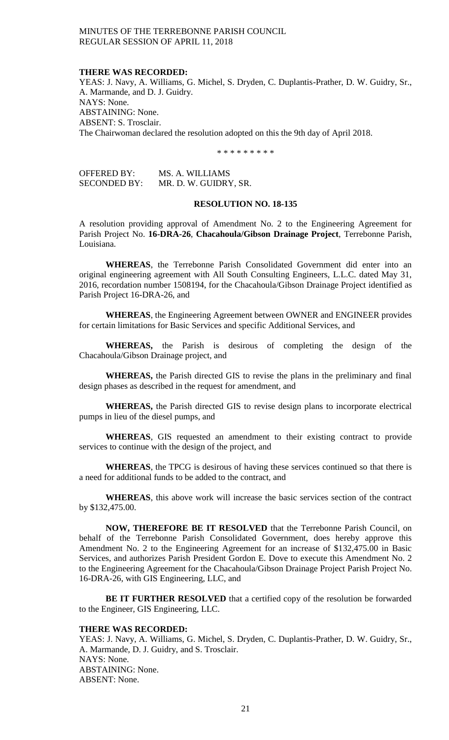**THERE WAS RECORDED:**
YEAS: J. Navy, A. Williams, G. Michel, S. Dryden, C. Duplantis-Prather, D. W. Guidry, Sr., A. Marmande, and D. J. Guidry.
NAYS: None.
ABSTAINING: None.
ABSENT: S. Trosclair.
The Chairwoman declared the resolution adopted on this the 9th day of April 2018.

\* \* \* \* \* \* \* \* \*

OFFERED BY: MS. A. WILLIAMS
SECONDED BY: MR. D. W. GUIDRY, SR.

**RESOLUTION NO. 18-135**

A resolution providing approval of Amendment No. 2 to the Engineering Agreement for Parish Project No. **16-DRA-26**, **Chacahoula/Gibson Drainage Project**, Terrebonne Parish, Louisiana.

**WHEREAS**, the Terrebonne Parish Consolidated Government did enter into an original engineering agreement with All South Consulting Engineers, L.L.C. dated May 31, 2016, recordation number 1508194, for the Chacahoula/Gibson Drainage Project identified as Parish Project 16-DRA-26, and

**WHEREAS**, the Engineering Agreement between OWNER and ENGINEER provides for certain limitations for Basic Services and specific Additional Services, and

**WHEREAS,** the Parish is desirous of completing the design of the Chacahoula/Gibson Drainage project, and

**WHEREAS,** the Parish directed GIS to revise the plans in the preliminary and final design phases as described in the request for amendment, and

**WHEREAS,** the Parish directed GIS to revise design plans to incorporate electrical pumps in lieu of the diesel pumps, and

**WHEREAS**, GIS requested an amendment to their existing contract to provide services to continue with the design of the project, and

**WHEREAS**, the TPCG is desirous of having these services continued so that there is a need for additional funds to be added to the contract, and

**WHEREAS**, this above work will increase the basic services section of the contract by $132,475.00.

**NOW, THEREFORE BE IT RESOLVED** that the Terrebonne Parish Council, on behalf of the Terrebonne Parish Consolidated Government, does hereby approve this Amendment No. 2 to the Engineering Agreement for an increase of $132,475.00 in Basic Services, and authorizes Parish President Gordon E. Dove to execute this Amendment No. 2 to the Engineering Agreement for the Chacahoula/Gibson Drainage Project Parish Project No. 16-DRA-26, with GIS Engineering, LLC, and

**BE IT FURTHER RESOLVED** that a certified copy of the resolution be forwarded to the Engineer, GIS Engineering, LLC.

**THERE WAS RECORDED:**
YEAS: J. Navy, A. Williams, G. Michel, S. Dryden, C. Duplantis-Prather, D. W. Guidry, Sr., A. Marmande, D. J. Guidry, and S. Trosclair.
NAYS: None.
ABSTAINING: None.
ABSENT: None.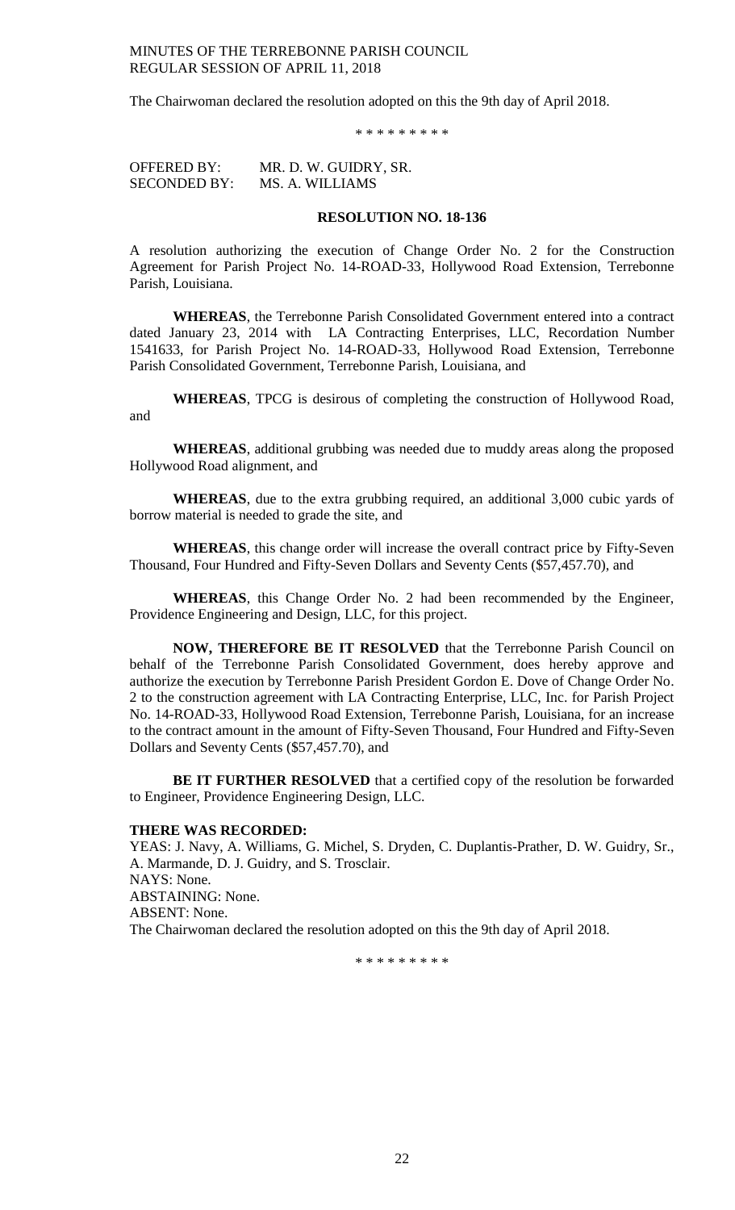The Chairwoman declared the resolution adopted on this the 9th day of April 2018.

\* \* \* \* \* \* \* \* \*

OFFERED BY: MR. D. W. GUIDRY, SR.
SECONDED BY: MS. A. WILLIAMS

**RESOLUTION NO. 18-136**

A resolution authorizing the execution of Change Order No. 2 for the Construction Agreement for Parish Project No. 14-ROAD-33, Hollywood Road Extension, Terrebonne Parish, Louisiana.

**WHEREAS**, the Terrebonne Parish Consolidated Government entered into a contract dated January 23, 2014 with LA Contracting Enterprises, LLC, Recordation Number 1541633, for Parish Project No. 14-ROAD-33, Hollywood Road Extension, Terrebonne Parish Consolidated Government, Terrebonne Parish, Louisiana, and

**WHEREAS**, TPCG is desirous of completing the construction of Hollywood Road, and

**WHEREAS**, additional grubbing was needed due to muddy areas along the proposed Hollywood Road alignment, and

**WHEREAS**, due to the extra grubbing required, an additional 3,000 cubic yards of borrow material is needed to grade the site, and

**WHEREAS**, this change order will increase the overall contract price by Fifty-Seven Thousand, Four Hundred and Fifty-Seven Dollars and Seventy Cents ($57,457.70), and

**WHEREAS**, this Change Order No. 2 had been recommended by the Engineer, Providence Engineering and Design, LLC, for this project.

**NOW, THEREFORE BE IT RESOLVED** that the Terrebonne Parish Council on behalf of the Terrebonne Parish Consolidated Government, does hereby approve and authorize the execution by Terrebonne Parish President Gordon E. Dove of Change Order No. 2 to the construction agreement with LA Contracting Enterprise, LLC, Inc. for Parish Project No. 14-ROAD-33, Hollywood Road Extension, Terrebonne Parish, Louisiana, for an increase to the contract amount in the amount of Fifty-Seven Thousand, Four Hundred and Fifty-Seven Dollars and Seventy Cents ($57,457.70), and

**BE IT FURTHER RESOLVED** that a certified copy of the resolution be forwarded to Engineer, Providence Engineering Design, LLC.

**THERE WAS RECORDED:**
YEAS: J. Navy, A. Williams, G. Michel, S. Dryden, C. Duplantis-Prather, D. W. Guidry, Sr., A. Marmande, D. J. Guidry, and S. Trosclair.
NAYS: None.
ABSTAINING: None.
ABSENT: None.
The Chairwoman declared the resolution adopted on this the 9th day of April 2018.

\* \* \* \* \* \* \* \* \*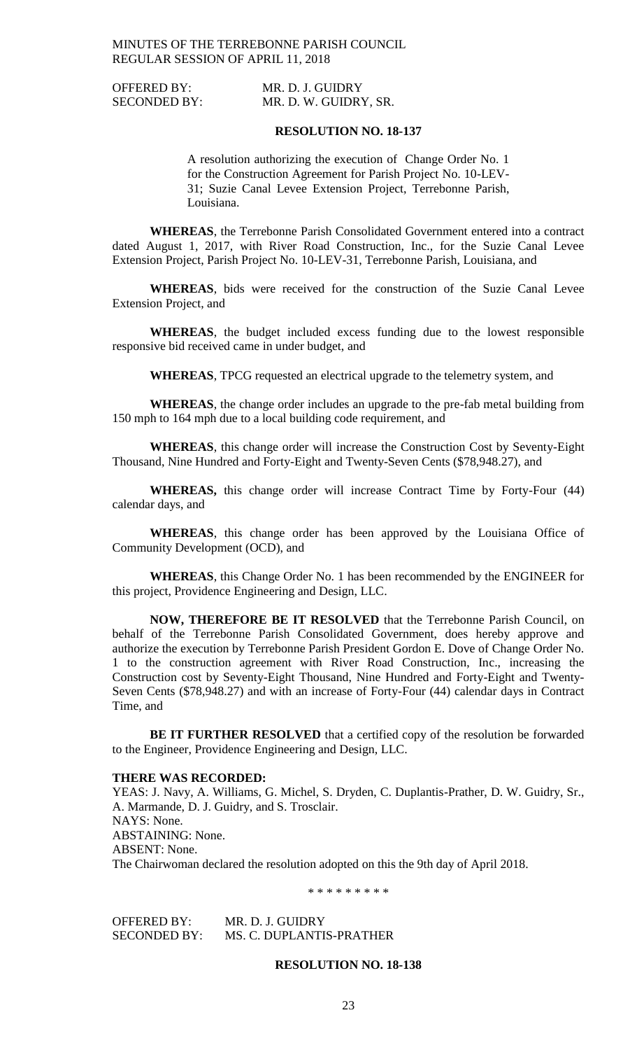OFFERED BY: MR. D. J. GUIDRY
SECONDED BY: MR. D. W. GUIDRY, SR.

**RESOLUTION NO. 18-137**

A resolution authorizing the execution of Change Order No. 1 for the Construction Agreement for Parish Project No. 10-LEV-31; Suzie Canal Levee Extension Project, Terrebonne Parish, Louisiana.

**WHEREAS**, the Terrebonne Parish Consolidated Government entered into a contract dated August 1, 2017, with River Road Construction, Inc., for the Suzie Canal Levee Extension Project, Parish Project No. 10-LEV-31, Terrebonne Parish, Louisiana, and

**WHEREAS**, bids were received for the construction of the Suzie Canal Levee Extension Project, and

**WHEREAS**, the budget included excess funding due to the lowest responsible responsive bid received came in under budget, and

**WHEREAS**, TPCG requested an electrical upgrade to the telemetry system, and

**WHEREAS**, the change order includes an upgrade to the pre-fab metal building from 150 mph to 164 mph due to a local building code requirement, and

**WHEREAS**, this change order will increase the Construction Cost by Seventy-Eight Thousand, Nine Hundred and Forty-Eight and Twenty-Seven Cents ($78,948.27), and

**WHEREAS,** this change order will increase Contract Time by Forty-Four (44) calendar days, and

**WHEREAS**, this change order has been approved by the Louisiana Office of Community Development (OCD), and

**WHEREAS**, this Change Order No. 1 has been recommended by the ENGINEER for this project, Providence Engineering and Design, LLC.

**NOW, THEREFORE BE IT RESOLVED** that the Terrebonne Parish Council, on behalf of the Terrebonne Parish Consolidated Government, does hereby approve and authorize the execution by Terrebonne Parish President Gordon E. Dove of Change Order No. 1 to the construction agreement with River Road Construction, Inc., increasing the Construction cost by Seventy-Eight Thousand, Nine Hundred and Forty-Eight and Twenty-Seven Cents ($78,948.27) and with an increase of Forty-Four (44) calendar days in Contract Time, and

**BE IT FURTHER RESOLVED** that a certified copy of the resolution be forwarded to the Engineer, Providence Engineering and Design, LLC.

**THERE WAS RECORDED:**
YEAS: J. Navy, A. Williams, G. Michel, S. Dryden, C. Duplantis-Prather, D. W. Guidry, Sr., A. Marmande, D. J. Guidry, and S. Trosclair.
NAYS: None.
ABSTAINING: None.
ABSENT: None.
The Chairwoman declared the resolution adopted on this the 9th day of April 2018.

\* \* \* \* \* \* \* \* \*

OFFERED BY: MR. D. J. GUIDRY
SECONDED BY: MS. C. DUPLANTIS-PRATHER

**RESOLUTION NO. 18-138**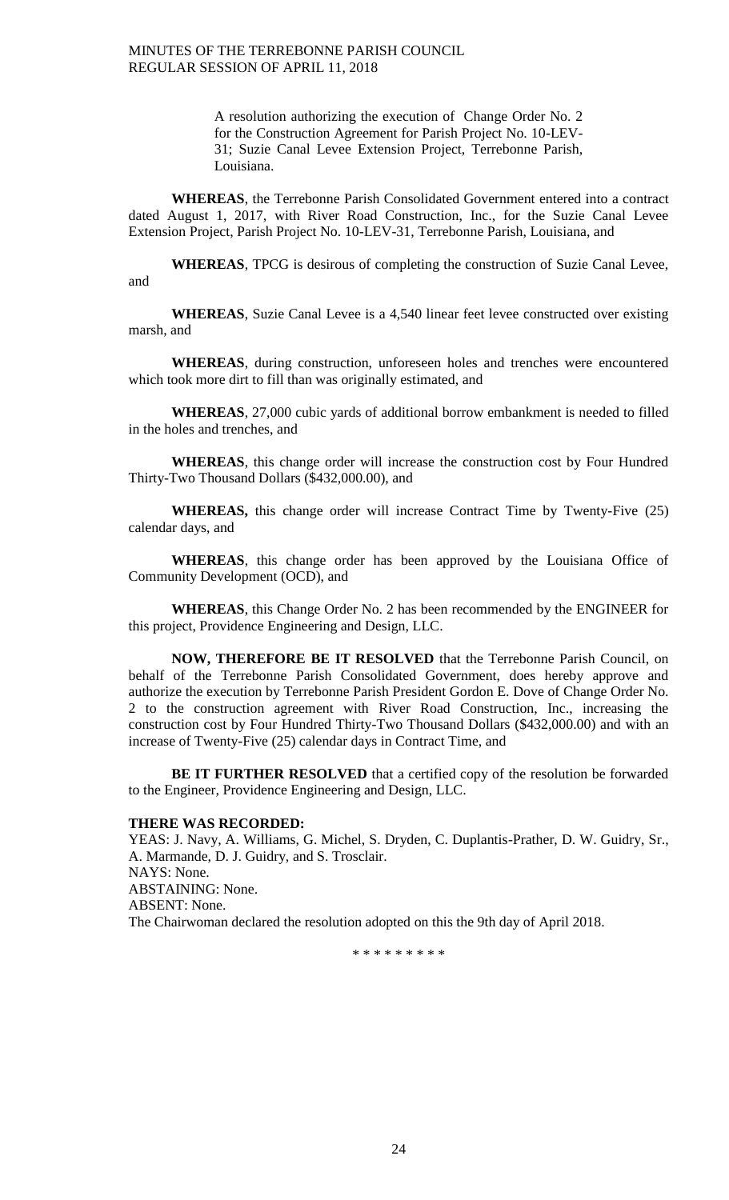A resolution authorizing the execution of Change Order No. 2 for the Construction Agreement for Parish Project No. 10-LEV-31; Suzie Canal Levee Extension Project, Terrebonne Parish, Louisiana.

**WHEREAS**, the Terrebonne Parish Consolidated Government entered into a contract dated August 1, 2017, with River Road Construction, Inc., for the Suzie Canal Levee Extension Project, Parish Project No. 10-LEV-31, Terrebonne Parish, Louisiana, and

**WHEREAS**, TPCG is desirous of completing the construction of Suzie Canal Levee, and

**WHEREAS**, Suzie Canal Levee is a 4,540 linear feet levee constructed over existing marsh, and

**WHEREAS**, during construction, unforeseen holes and trenches were encountered which took more dirt to fill than was originally estimated, and

**WHEREAS**, 27,000 cubic yards of additional borrow embankment is needed to filled in the holes and trenches, and

**WHEREAS**, this change order will increase the construction cost by Four Hundred Thirty-Two Thousand Dollars ($432,000.00), and

**WHEREAS,** this change order will increase Contract Time by Twenty-Five (25) calendar days, and

**WHEREAS**, this change order has been approved by the Louisiana Office of Community Development (OCD), and

**WHEREAS**, this Change Order No. 2 has been recommended by the ENGINEER for this project, Providence Engineering and Design, LLC.

**NOW, THEREFORE BE IT RESOLVED** that the Terrebonne Parish Council, on behalf of the Terrebonne Parish Consolidated Government, does hereby approve and authorize the execution by Terrebonne Parish President Gordon E. Dove of Change Order No. 2 to the construction agreement with River Road Construction, Inc., increasing the construction cost by Four Hundred Thirty-Two Thousand Dollars ($432,000.00) and with an increase of Twenty-Five (25) calendar days in Contract Time, and

**BE IT FURTHER RESOLVED** that a certified copy of the resolution be forwarded to the Engineer, Providence Engineering and Design, LLC.

**THERE WAS RECORDED:**
YEAS: J. Navy, A. Williams, G. Michel, S. Dryden, C. Duplantis-Prather, D. W. Guidry, Sr., A. Marmande, D. J. Guidry, and S. Trosclair.
NAYS: None.
ABSTAINING: None.
ABSENT: None.
The Chairwoman declared the resolution adopted on this the 9th day of April 2018.

\* \* \* \* \* \* \* \* \*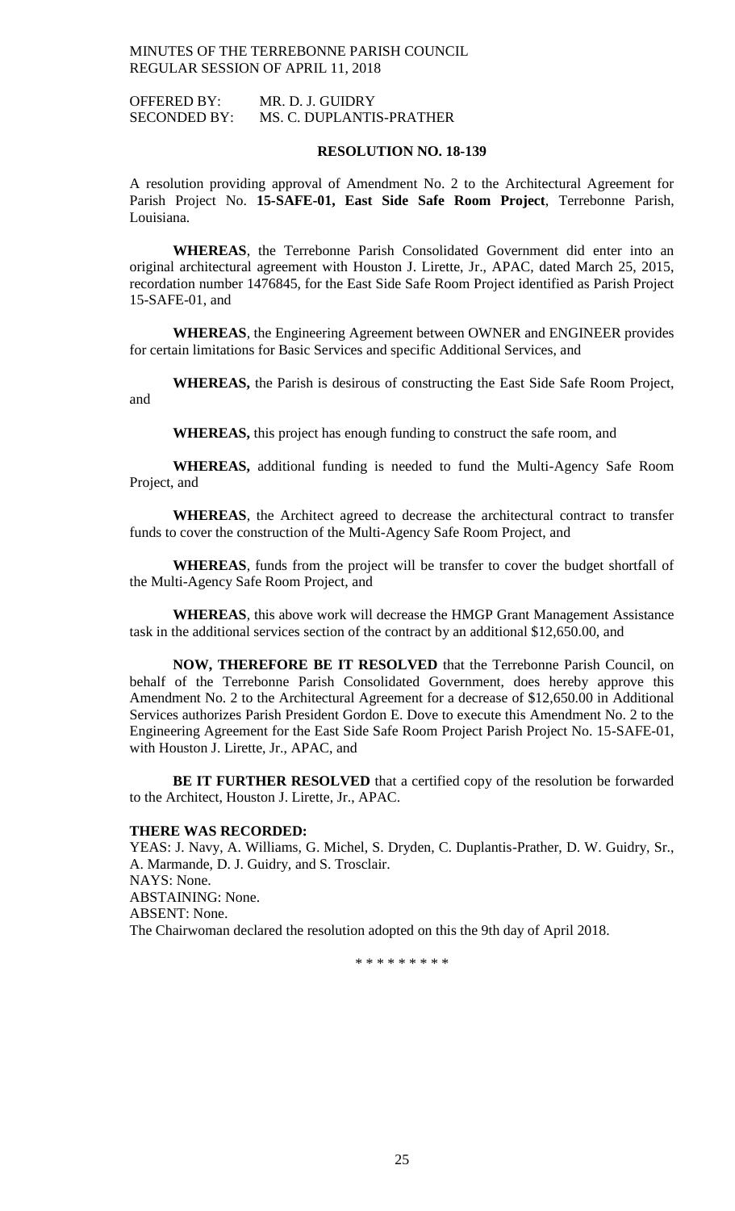OFFERED BY: MR. D. J. GUIDRY
SECONDED BY: MS. C. DUPLANTIS-PRATHER

**RESOLUTION NO. 18-139**

A resolution providing approval of Amendment No. 2 to the Architectural Agreement for Parish Project No. **15-SAFE-01, East Side Safe Room Project**, Terrebonne Parish, Louisiana.

**WHEREAS**, the Terrebonne Parish Consolidated Government did enter into an original architectural agreement with Houston J. Lirette, Jr., APAC, dated March 25, 2015, recordation number 1476845, for the East Side Safe Room Project identified as Parish Project 15-SAFE-01, and

**WHEREAS**, the Engineering Agreement between OWNER and ENGINEER provides for certain limitations for Basic Services and specific Additional Services, and

**WHEREAS,** the Parish is desirous of constructing the East Side Safe Room Project, and

**WHEREAS,** this project has enough funding to construct the safe room, and

**WHEREAS,** additional funding is needed to fund the Multi-Agency Safe Room Project, and

**WHEREAS**, the Architect agreed to decrease the architectural contract to transfer funds to cover the construction of the Multi-Agency Safe Room Project, and

**WHEREAS**, funds from the project will be transfer to cover the budget shortfall of the Multi-Agency Safe Room Project, and

**WHEREAS**, this above work will decrease the HMGP Grant Management Assistance task in the additional services section of the contract by an additional $12,650.00, and

**NOW, THEREFORE BE IT RESOLVED** that the Terrebonne Parish Council, on behalf of the Terrebonne Parish Consolidated Government, does hereby approve this Amendment No. 2 to the Architectural Agreement for a decrease of $12,650.00 in Additional Services authorizes Parish President Gordon E. Dove to execute this Amendment No. 2 to the Engineering Agreement for the East Side Safe Room Project Parish Project No. 15-SAFE-01, with Houston J. Lirette, Jr., APAC, and

**BE IT FURTHER RESOLVED** that a certified copy of the resolution be forwarded to the Architect, Houston J. Lirette, Jr., APAC.

**THERE WAS RECORDED:**

YEAS: J. Navy, A. Williams, G. Michel, S. Dryden, C. Duplantis-Prather, D. W. Guidry, Sr., A. Marmande, D. J. Guidry, and S. Trosclair.
NAYS: None.
ABSTAINING: None.
ABSENT: None.
The Chairwoman declared the resolution adopted on this the 9th day of April 2018.

\* \* \* \* \* \* \* \* \*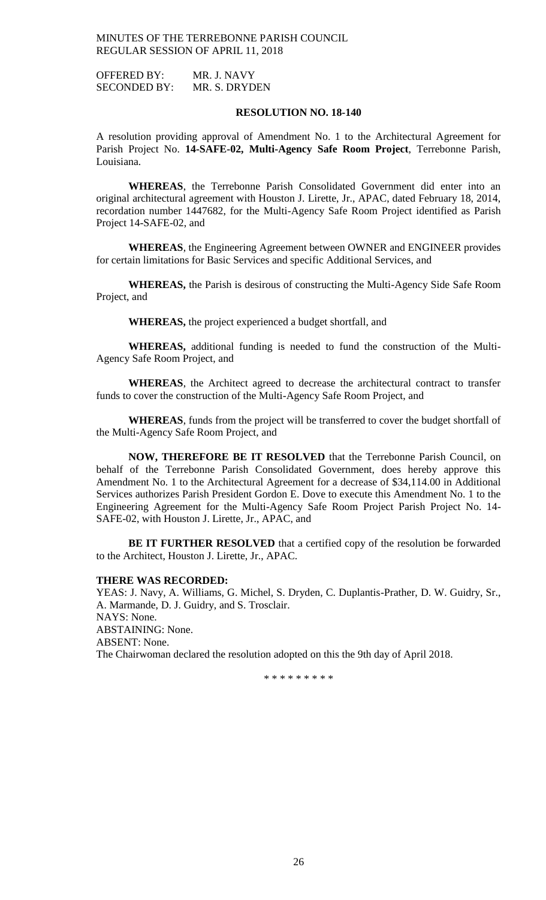OFFERED BY: MR. J. NAVY
SECONDED BY: MR. S. DRYDEN

**RESOLUTION NO. 18-140**

A resolution providing approval of Amendment No. 1 to the Architectural Agreement for Parish Project No. **14-SAFE-02, Multi-Agency Safe Room Project**, Terrebonne Parish, Louisiana.

**WHEREAS**, the Terrebonne Parish Consolidated Government did enter into an original architectural agreement with Houston J. Lirette, Jr., APAC, dated February 18, 2014, recordation number 1447682, for the Multi-Agency Safe Room Project identified as Parish Project 14-SAFE-02, and

**WHEREAS**, the Engineering Agreement between OWNER and ENGINEER provides for certain limitations for Basic Services and specific Additional Services, and

**WHEREAS,** the Parish is desirous of constructing the Multi-Agency Side Safe Room Project, and

**WHEREAS,** the project experienced a budget shortfall, and

**WHEREAS,** additional funding is needed to fund the construction of the Multi-Agency Safe Room Project, and

**WHEREAS**, the Architect agreed to decrease the architectural contract to transfer funds to cover the construction of the Multi-Agency Safe Room Project, and

**WHEREAS**, funds from the project will be transferred to cover the budget shortfall of the Multi-Agency Safe Room Project, and

**NOW, THEREFORE BE IT RESOLVED** that the Terrebonne Parish Council, on behalf of the Terrebonne Parish Consolidated Government, does hereby approve this Amendment No. 1 to the Architectural Agreement for a decrease of $34,114.00 in Additional Services authorizes Parish President Gordon E. Dove to execute this Amendment No. 1 to the Engineering Agreement for the Multi-Agency Safe Room Project Parish Project No. 14-SAFE-02, with Houston J. Lirette, Jr., APAC, and

**BE IT FURTHER RESOLVED** that a certified copy of the resolution be forwarded to the Architect, Houston J. Lirette, Jr., APAC.

**THERE WAS RECORDED:**

YEAS: J. Navy, A. Williams, G. Michel, S. Dryden, C. Duplantis-Prather, D. W. Guidry, Sr., A. Marmande, D. J. Guidry, and S. Trosclair.
NAYS: None.
ABSTAINING: None.
ABSENT: None.
The Chairwoman declared the resolution adopted on this the 9th day of April 2018.

* * * * * * * * *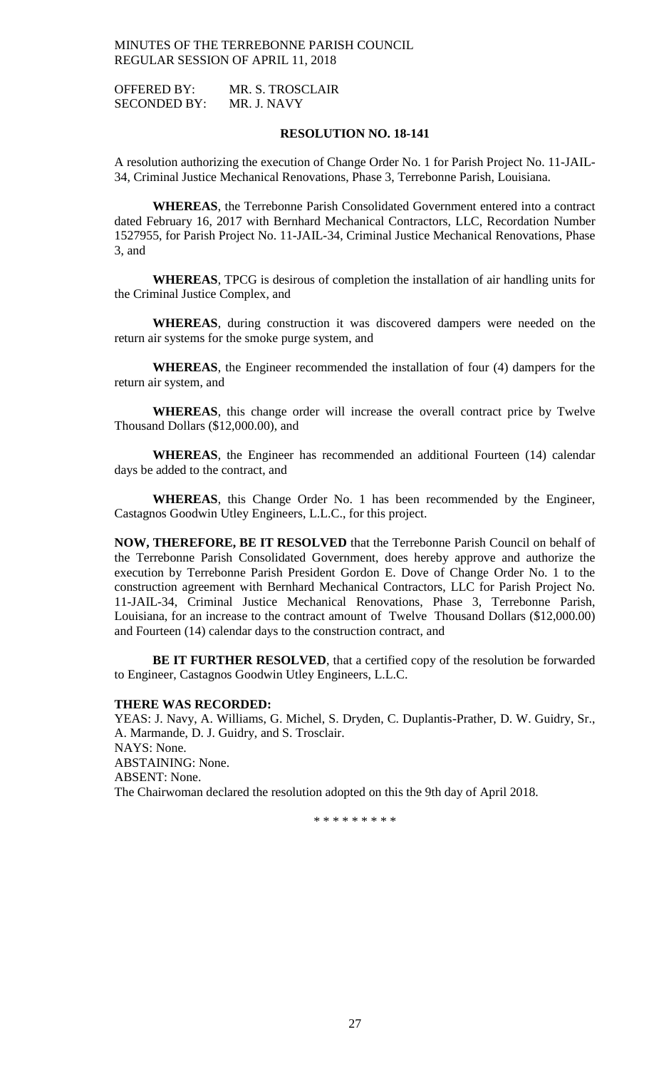OFFERED BY: MR. S. TROSCLAIR
SECONDED BY: MR. J. NAVY

**RESOLUTION NO. 18-141**

A resolution authorizing the execution of Change Order No. 1 for Parish Project No. 11-JAIL-34, Criminal Justice Mechanical Renovations, Phase 3, Terrebonne Parish, Louisiana.

**WHEREAS**, the Terrebonne Parish Consolidated Government entered into a contract dated February 16, 2017 with Bernhard Mechanical Contractors, LLC, Recordation Number 1527955, for Parish Project No. 11-JAIL-34, Criminal Justice Mechanical Renovations, Phase 3, and

**WHEREAS**, TPCG is desirous of completion the installation of air handling units for the Criminal Justice Complex, and

**WHEREAS**, during construction it was discovered dampers were needed on the return air systems for the smoke purge system, and

**WHEREAS**, the Engineer recommended the installation of four (4) dampers for the return air system, and

**WHEREAS**, this change order will increase the overall contract price by Twelve Thousand Dollars ($12,000.00), and

**WHEREAS**, the Engineer has recommended an additional Fourteen (14) calendar days be added to the contract, and

**WHEREAS**, this Change Order No. 1 has been recommended by the Engineer, Castagnos Goodwin Utley Engineers, L.L.C., for this project.

**NOW, THEREFORE, BE IT RESOLVED** that the Terrebonne Parish Council on behalf of the Terrebonne Parish Consolidated Government, does hereby approve and authorize the execution by Terrebonne Parish President Gordon E. Dove of Change Order No. 1 to the construction agreement with Bernhard Mechanical Contractors, LLC for Parish Project No. 11-JAIL-34, Criminal Justice Mechanical Renovations, Phase 3, Terrebonne Parish, Louisiana, for an increase to the contract amount of Twelve Thousand Dollars ($12,000.00) and Fourteen (14) calendar days to the construction contract, and

**BE IT FURTHER RESOLVED**, that a certified copy of the resolution be forwarded to Engineer, Castagnos Goodwin Utley Engineers, L.L.C.

**THERE WAS RECORDED:**

YEAS: J. Navy, A. Williams, G. Michel, S. Dryden, C. Duplantis-Prather, D. W. Guidry, Sr., A. Marmande, D. J. Guidry, and S. Trosclair.
NAYS: None.
ABSTAINING: None.
ABSENT: None.
The Chairwoman declared the resolution adopted on this the 9th day of April 2018.

\* \* \* \* \* \* \* \* \*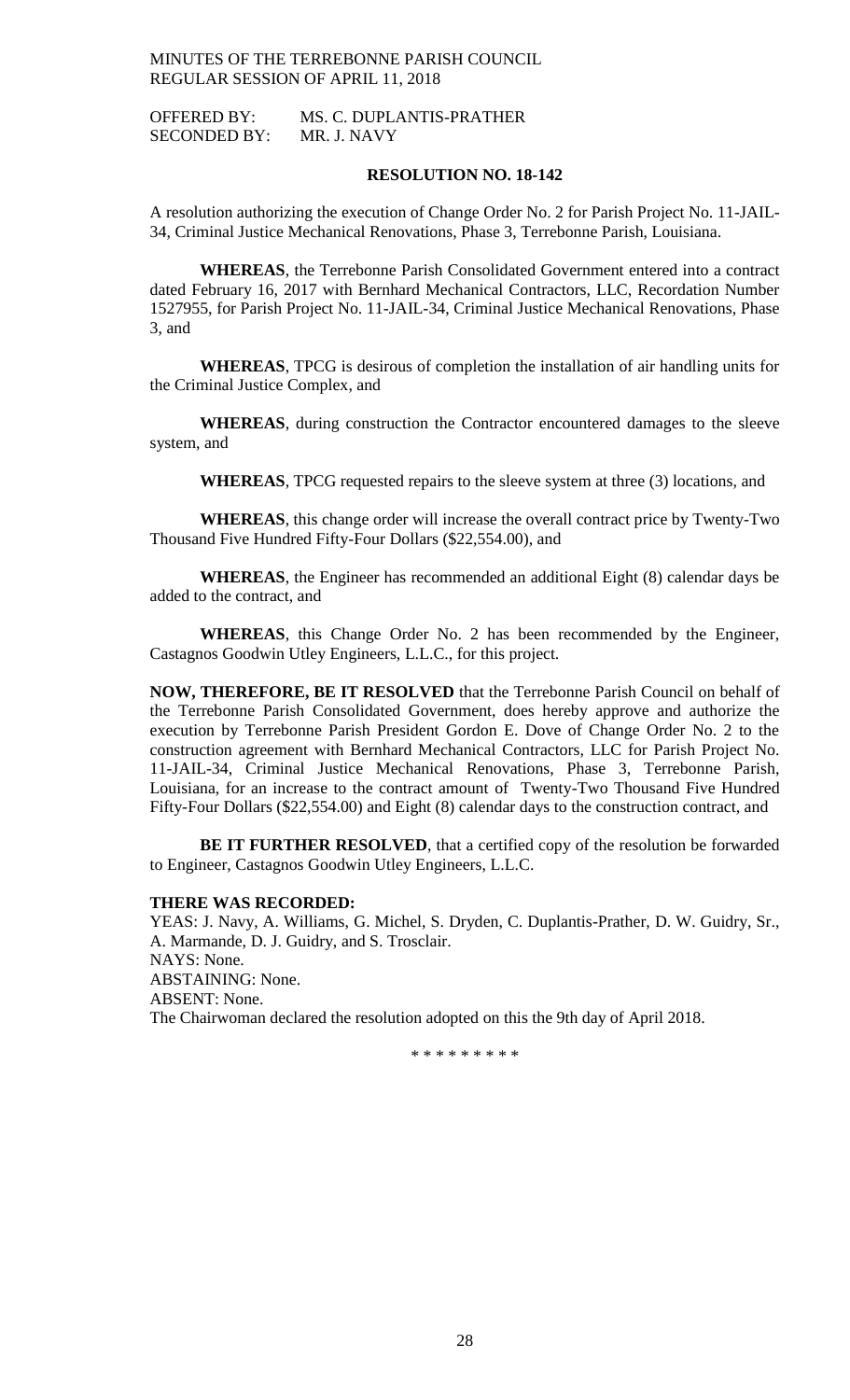OFFERED BY: MS. C. DUPLANTIS-PRATHER
SECONDED BY: MR. J. NAVY

**RESOLUTION NO. 18-142**

A resolution authorizing the execution of Change Order No. 2 for Parish Project No. 11-JAIL-34, Criminal Justice Mechanical Renovations, Phase 3, Terrebonne Parish, Louisiana.

**WHEREAS**, the Terrebonne Parish Consolidated Government entered into a contract dated February 16, 2017 with Bernhard Mechanical Contractors, LLC, Recordation Number 1527955, for Parish Project No. 11-JAIL-34, Criminal Justice Mechanical Renovations, Phase 3, and

**WHEREAS**, TPCG is desirous of completion the installation of air handling units for the Criminal Justice Complex, and

**WHEREAS**, during construction the Contractor encountered damages to the sleeve system, and

**WHEREAS**, TPCG requested repairs to the sleeve system at three (3) locations, and

**WHEREAS**, this change order will increase the overall contract price by Twenty-Two Thousand Five Hundred Fifty-Four Dollars ($22,554.00), and

**WHEREAS**, the Engineer has recommended an additional Eight (8) calendar days be added to the contract, and

**WHEREAS**, this Change Order No. 2 has been recommended by the Engineer, Castagnos Goodwin Utley Engineers, L.L.C., for this project.

**NOW, THEREFORE, BE IT RESOLVED** that the Terrebonne Parish Council on behalf of the Terrebonne Parish Consolidated Government, does hereby approve and authorize the execution by Terrebonne Parish President Gordon E. Dove of Change Order No. 2 to the construction agreement with Bernhard Mechanical Contractors, LLC for Parish Project No. 11-JAIL-34, Criminal Justice Mechanical Renovations, Phase 3, Terrebonne Parish, Louisiana, for an increase to the contract amount of Twenty-Two Thousand Five Hundred Fifty-Four Dollars ($22,554.00) and Eight (8) calendar days to the construction contract, and

**BE IT FURTHER RESOLVED**, that a certified copy of the resolution be forwarded to Engineer, Castagnos Goodwin Utley Engineers, L.L.C.

**THERE WAS RECORDED:**

YEAS: J. Navy, A. Williams, G. Michel, S. Dryden, C. Duplantis-Prather, D. W. Guidry, Sr., A. Marmande, D. J. Guidry, and S. Trosclair.
NAYS: None.
ABSTAINING: None.
ABSENT: None.
The Chairwoman declared the resolution adopted on this the 9th day of April 2018.

\* \* \* \* \* \* \* \* \*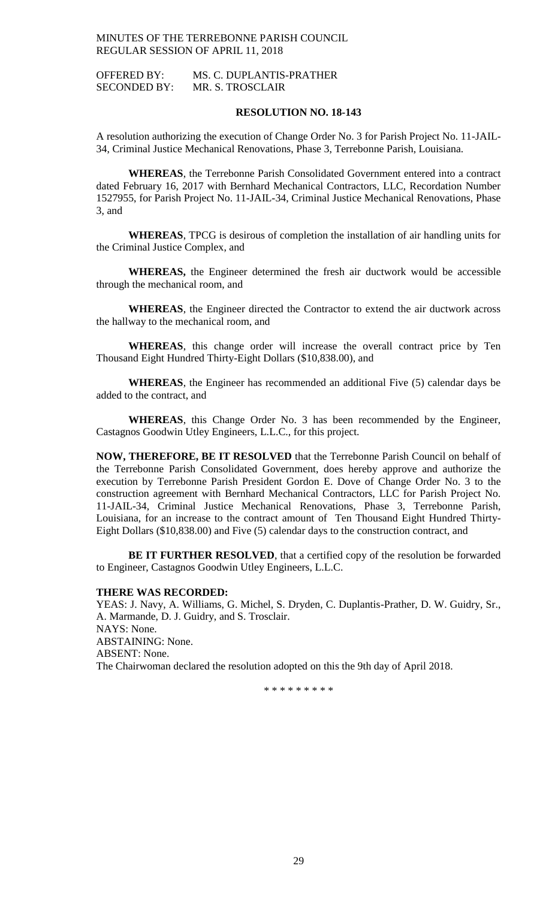OFFERED BY: MS. C. DUPLANTIS-PRATHER
SECONDED BY: MR. S. TROSCLAIR

**RESOLUTION NO. 18-143**

A resolution authorizing the execution of Change Order No. 3 for Parish Project No. 11-JAIL-34, Criminal Justice Mechanical Renovations, Phase 3, Terrebonne Parish, Louisiana.

**WHEREAS**, the Terrebonne Parish Consolidated Government entered into a contract dated February 16, 2017 with Bernhard Mechanical Contractors, LLC, Recordation Number 1527955, for Parish Project No. 11-JAIL-34, Criminal Justice Mechanical Renovations, Phase 3, and

**WHEREAS**, TPCG is desirous of completion the installation of air handling units for the Criminal Justice Complex, and

**WHEREAS,** the Engineer determined the fresh air ductwork would be accessible through the mechanical room, and

**WHEREAS**, the Engineer directed the Contractor to extend the air ductwork across the hallway to the mechanical room, and

**WHEREAS**, this change order will increase the overall contract price by Ten Thousand Eight Hundred Thirty-Eight Dollars ($10,838.00), and

**WHEREAS**, the Engineer has recommended an additional Five (5) calendar days be added to the contract, and

**WHEREAS**, this Change Order No. 3 has been recommended by the Engineer, Castagnos Goodwin Utley Engineers, L.L.C., for this project.

**NOW, THEREFORE, BE IT RESOLVED** that the Terrebonne Parish Council on behalf of the Terrebonne Parish Consolidated Government, does hereby approve and authorize the execution by Terrebonne Parish President Gordon E. Dove of Change Order No. 3 to the construction agreement with Bernhard Mechanical Contractors, LLC for Parish Project No. 11-JAIL-34, Criminal Justice Mechanical Renovations, Phase 3, Terrebonne Parish, Louisiana, for an increase to the contract amount of Ten Thousand Eight Hundred Thirty-Eight Dollars ($10,838.00) and Five (5) calendar days to the construction contract, and

**BE IT FURTHER RESOLVED**, that a certified copy of the resolution be forwarded to Engineer, Castagnos Goodwin Utley Engineers, L.L.C.

**THERE WAS RECORDED:**
YEAS: J. Navy, A. Williams, G. Michel, S. Dryden, C. Duplantis-Prather, D. W. Guidry, Sr., A. Marmande, D. J. Guidry, and S. Trosclair.
NAYS: None.
ABSTAINING: None.
ABSENT: None.
The Chairwoman declared the resolution adopted on this the 9th day of April 2018.

\* \* \* \* \* \* \* \* \*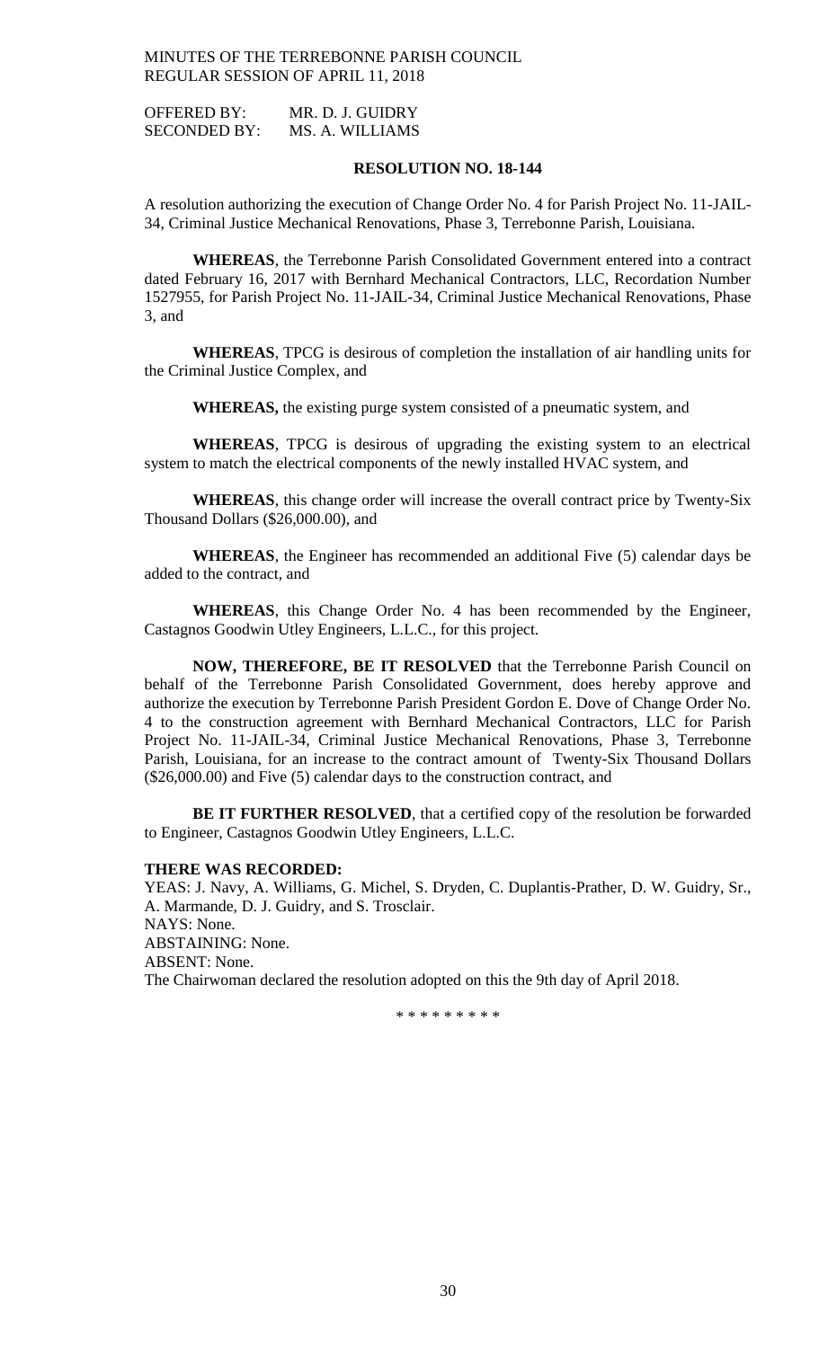OFFERED BY: MR. D. J. GUIDRY
SECONDED BY: MS. A. WILLIAMS

**RESOLUTION NO. 18-144**

A resolution authorizing the execution of Change Order No. 4 for Parish Project No. 11-JAIL-34, Criminal Justice Mechanical Renovations, Phase 3, Terrebonne Parish, Louisiana.

**WHEREAS**, the Terrebonne Parish Consolidated Government entered into a contract dated February 16, 2017 with Bernhard Mechanical Contractors, LLC, Recordation Number 1527955, for Parish Project No. 11-JAIL-34, Criminal Justice Mechanical Renovations, Phase 3, and

**WHEREAS**, TPCG is desirous of completion the installation of air handling units for the Criminal Justice Complex, and

**WHEREAS,** the existing purge system consisted of a pneumatic system, and

**WHEREAS**, TPCG is desirous of upgrading the existing system to an electrical system to match the electrical components of the newly installed HVAC system, and

**WHEREAS**, this change order will increase the overall contract price by Twenty-Six Thousand Dollars ($26,000.00), and

**WHEREAS**, the Engineer has recommended an additional Five (5) calendar days be added to the contract, and

**WHEREAS**, this Change Order No. 4 has been recommended by the Engineer, Castagnos Goodwin Utley Engineers, L.L.C., for this project.

**NOW, THEREFORE, BE IT RESOLVED** that the Terrebonne Parish Council on behalf of the Terrebonne Parish Consolidated Government, does hereby approve and authorize the execution by Terrebonne Parish President Gordon E. Dove of Change Order No. 4 to the construction agreement with Bernhard Mechanical Contractors, LLC for Parish Project No. 11-JAIL-34, Criminal Justice Mechanical Renovations, Phase 3, Terrebonne Parish, Louisiana, for an increase to the contract amount of Twenty-Six Thousand Dollars ($26,000.00) and Five (5) calendar days to the construction contract, and

**BE IT FURTHER RESOLVED**, that a certified copy of the resolution be forwarded to Engineer, Castagnos Goodwin Utley Engineers, L.L.C.

**THERE WAS RECORDED:**

YEAS: J. Navy, A. Williams, G. Michel, S. Dryden, C. Duplantis-Prather, D. W. Guidry, Sr., A. Marmande, D. J. Guidry, and S. Trosclair.
NAYS: None.
ABSTAINING: None.
ABSENT: None.
The Chairwoman declared the resolution adopted on this the 9th day of April 2018.

\* \* \* \* \* \* \* \* \*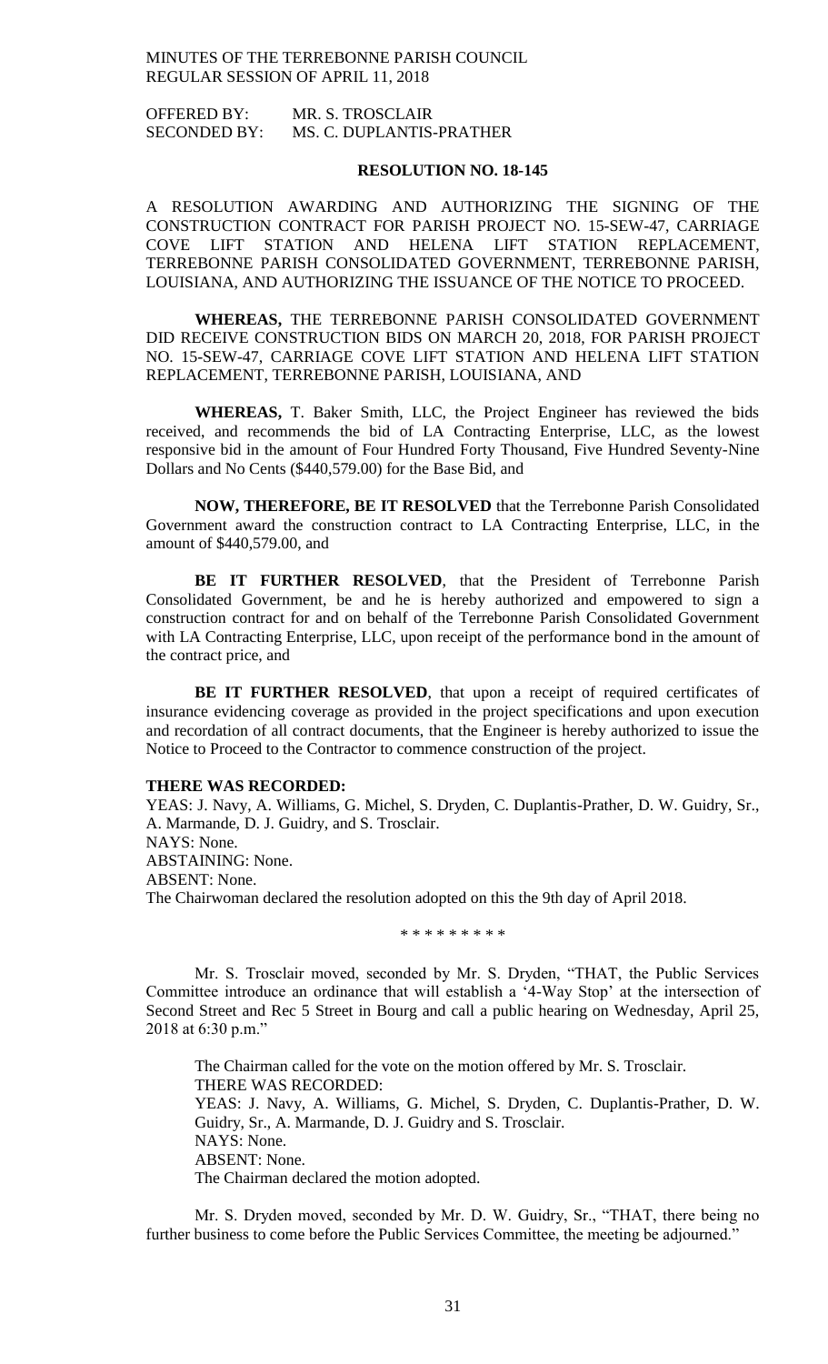OFFERED BY: MR. S. TROSCLAIR
SECONDED BY: MS. C. DUPLANTIS-PRATHER

**RESOLUTION NO. 18-145**

A RESOLUTION AWARDING AND AUTHORIZING THE SIGNING OF THE CONSTRUCTION CONTRACT FOR PARISH PROJECT NO. 15-SEW-47, CARRIAGE COVE LIFT STATION AND HELENA LIFT STATION REPLACEMENT, TERREBONNE PARISH CONSOLIDATED GOVERNMENT, TERREBONNE PARISH, LOUISIANA, AND AUTHORIZING THE ISSUANCE OF THE NOTICE TO PROCEED.

**WHEREAS,** THE TERREBONNE PARISH CONSOLIDATED GOVERNMENT DID RECEIVE CONSTRUCTION BIDS ON MARCH 20, 2018, FOR PARISH PROJECT NO. 15-SEW-47, CARRIAGE COVE LIFT STATION AND HELENA LIFT STATION REPLACEMENT, TERREBONNE PARISH, LOUISIANA, AND

**WHEREAS,** T. Baker Smith, LLC, the Project Engineer has reviewed the bids received, and recommends the bid of LA Contracting Enterprise, LLC, as the lowest responsive bid in the amount of Four Hundred Forty Thousand, Five Hundred Seventy-Nine Dollars and No Cents ($440,579.00) for the Base Bid, and

**NOW, THEREFORE, BE IT RESOLVED** that the Terrebonne Parish Consolidated Government award the construction contract to LA Contracting Enterprise, LLC, in the amount of $440,579.00, and

**BE IT FURTHER RESOLVED**, that the President of Terrebonne Parish Consolidated Government, be and he is hereby authorized and empowered to sign a construction contract for and on behalf of the Terrebonne Parish Consolidated Government with LA Contracting Enterprise, LLC, upon receipt of the performance bond in the amount of the contract price, and

**BE IT FURTHER RESOLVED**, that upon a receipt of required certificates of insurance evidencing coverage as provided in the project specifications and upon execution and recordation of all contract documents, that the Engineer is hereby authorized to issue the Notice to Proceed to the Contractor to commence construction of the project.

**THERE WAS RECORDED:**
YEAS: J. Navy, A. Williams, G. Michel, S. Dryden, C. Duplantis-Prather, D. W. Guidry, Sr., A. Marmande, D. J. Guidry, and S. Trosclair.
NAYS: None.
ABSTAINING: None.
ABSENT: None.
The Chairwoman declared the resolution adopted on this the 9th day of April 2018.

\* \* \* \* \* \* \* \* \*

Mr. S. Trosclair moved, seconded by Mr. S. Dryden, "THAT, the Public Services Committee introduce an ordinance that will establish a '4-Way Stop' at the intersection of Second Street and Rec 5 Street in Bourg and call a public hearing on Wednesday, April 25, 2018 at 6:30 p.m."

The Chairman called for the vote on the motion offered by Mr. S. Trosclair.
THERE WAS RECORDED:
YEAS: J. Navy, A. Williams, G. Michel, S. Dryden, C. Duplantis-Prather, D. W. Guidry, Sr., A. Marmande, D. J. Guidry and S. Trosclair.
NAYS: None.
ABSENT: None.
The Chairman declared the motion adopted.

Mr. S. Dryden moved, seconded by Mr. D. W. Guidry, Sr., "THAT, there being no further business to come before the Public Services Committee, the meeting be adjourned."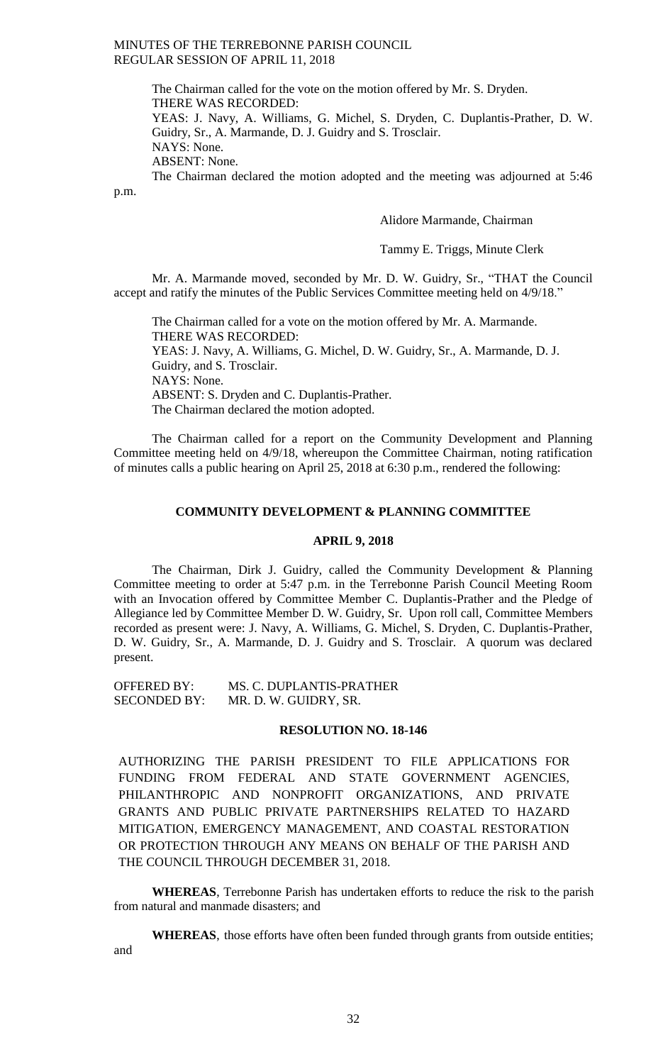The Chairman called for the vote on the motion offered by Mr. S. Dryden.
THERE WAS RECORDED:
YEAS: J. Navy, A. Williams, G. Michel, S. Dryden, C. Duplantis-Prather, D. W. Guidry, Sr., A. Marmande, D. J. Guidry and S. Trosclair.
NAYS: None.
ABSENT: None.
The Chairman declared the motion adopted and the meeting was adjourned at 5:46 p.m.

Alidore Marmande, Chairman

Tammy E. Triggs, Minute Clerk

Mr. A. Marmande moved, seconded by Mr. D. W. Guidry, Sr., "THAT the Council accept and ratify the minutes of the Public Services Committee meeting held on 4/9/18."

The Chairman called for a vote on the motion offered by Mr. A. Marmande.
THERE WAS RECORDED:
YEAS: J. Navy, A. Williams, G. Michel, D. W. Guidry, Sr., A. Marmande, D. J. Guidry, and S. Trosclair.
NAYS: None.
ABSENT: S. Dryden and C. Duplantis-Prather.
The Chairman declared the motion adopted.

The Chairman called for a report on the Community Development and Planning Committee meeting held on 4/9/18, whereupon the Committee Chairman, noting ratification of minutes calls a public hearing on April 25, 2018 at 6:30 p.m., rendered the following:

**COMMUNITY DEVELOPMENT & PLANNING COMMITTEE**

**APRIL 9, 2018**

The Chairman, Dirk J. Guidry, called the Community Development & Planning Committee meeting to order at 5:47 p.m. in the Terrebonne Parish Council Meeting Room with an Invocation offered by Committee Member C. Duplantis-Prather and the Pledge of Allegiance led by Committee Member D. W. Guidry, Sr. Upon roll call, Committee Members recorded as present were: J. Navy, A. Williams, G. Michel, S. Dryden, C. Duplantis-Prather, D. W. Guidry, Sr., A. Marmande, D. J. Guidry and S. Trosclair. A quorum was declared present.

OFFERED BY: MS. C. DUPLANTIS-PRATHER
SECONDED BY: MR. D. W. GUIDRY, SR.

**RESOLUTION NO. 18-146**

AUTHORIZING THE PARISH PRESIDENT TO FILE APPLICATIONS FOR FUNDING FROM FEDERAL AND STATE GOVERNMENT AGENCIES, PHILANTHROPIC AND NONPROFIT ORGANIZATIONS, AND PRIVATE GRANTS AND PUBLIC PRIVATE PARTNERSHIPS RELATED TO HAZARD MITIGATION, EMERGENCY MANAGEMENT, AND COASTAL RESTORATION OR PROTECTION THROUGH ANY MEANS ON BEHALF OF THE PARISH AND THE COUNCIL THROUGH DECEMBER 31, 2018.

**WHEREAS**, Terrebonne Parish has undertaken efforts to reduce the risk to the parish from natural and manmade disasters; and

**WHEREAS**, those efforts have often been funded through grants from outside entities; and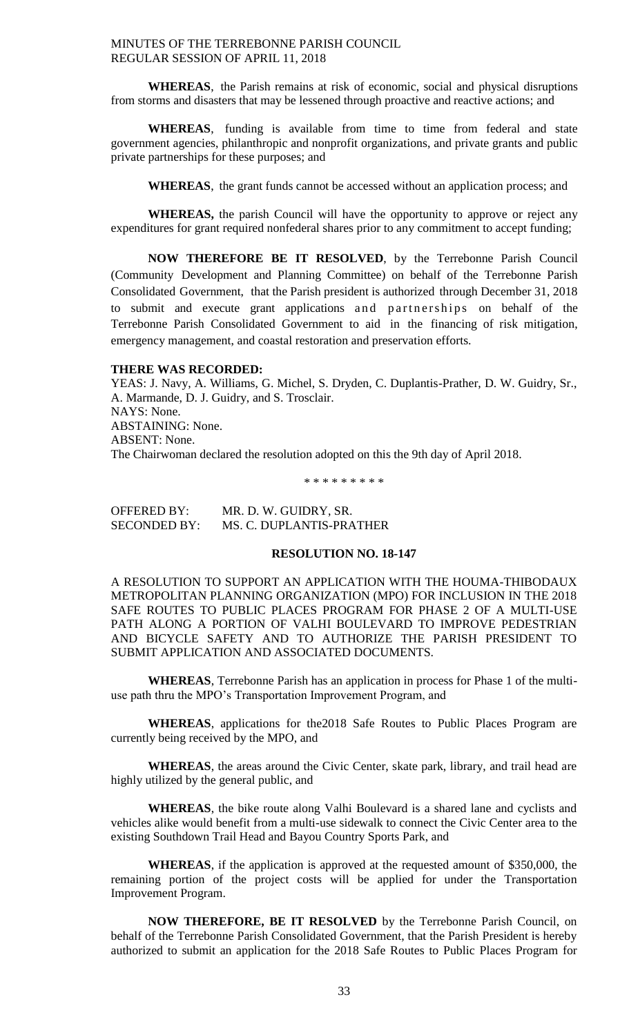**WHEREAS**, the Parish remains at risk of economic, social and physical disruptions from storms and disasters that may be lessened through proactive and reactive actions; and

**WHEREAS**, funding is available from time to time from federal and state government agencies, philanthropic and nonprofit organizations, and private grants and public private partnerships for these purposes; and

**WHEREAS**, the grant funds cannot be accessed without an application process; and

**WHEREAS,** the parish Council will have the opportunity to approve or reject any expenditures for grant required nonfederal shares prior to any commitment to accept funding;

**NOW THEREFORE BE IT RESOLVED**, by the Terrebonne Parish Council (Community Development and Planning Committee) on behalf of the Terrebonne Parish Consolidated Government, that the Parish president is authorized through December 31, 2018 to submit and execute grant applications and partnerships on behalf of the Terrebonne Parish Consolidated Government to aid in the financing of risk mitigation, emergency management, and coastal restoration and preservation efforts.

**THERE WAS RECORDED:**
YEAS: J. Navy, A. Williams, G. Michel, S. Dryden, C. Duplantis-Prather, D. W. Guidry, Sr., A. Marmande, D. J. Guidry, and S. Trosclair.
NAYS: None.
ABSTAINING: None.
ABSENT: None.
The Chairwoman declared the resolution adopted on this the 9th day of April 2018.

\* \* \* \* \* \* \* \* \*

OFFERED BY: MR. D. W. GUIDRY, SR.
SECONDED BY: MS. C. DUPLANTIS-PRATHER

**RESOLUTION NO. 18-147**

A RESOLUTION TO SUPPORT AN APPLICATION WITH THE HOUMA-THIBODAUX METROPOLITAN PLANNING ORGANIZATION (MPO) FOR INCLUSION IN THE 2018 SAFE ROUTES TO PUBLIC PLACES PROGRAM FOR PHASE 2 OF A MULTI-USE PATH ALONG A PORTION OF VALHI BOULEVARD TO IMPROVE PEDESTRIAN AND BICYCLE SAFETY AND TO AUTHORIZE THE PARISH PRESIDENT TO SUBMIT APPLICATION AND ASSOCIATED DOCUMENTS.

**WHEREAS**, Terrebonne Parish has an application in process for Phase 1 of the multi-use path thru the MPO's Transportation Improvement Program, and

**WHEREAS**, applications for the2018 Safe Routes to Public Places Program are currently being received by the MPO, and

**WHEREAS**, the areas around the Civic Center, skate park, library, and trail head are highly utilized by the general public, and

**WHEREAS**, the bike route along Valhi Boulevard is a shared lane and cyclists and vehicles alike would benefit from a multi-use sidewalk to connect the Civic Center area to the existing Southdown Trail Head and Bayou Country Sports Park, and

**WHEREAS**, if the application is approved at the requested amount of $350,000, the remaining portion of the project costs will be applied for under the Transportation Improvement Program.

**NOW THEREFORE, BE IT RESOLVED** by the Terrebonne Parish Council, on behalf of the Terrebonne Parish Consolidated Government, that the Parish President is hereby authorized to submit an application for the 2018 Safe Routes to Public Places Program for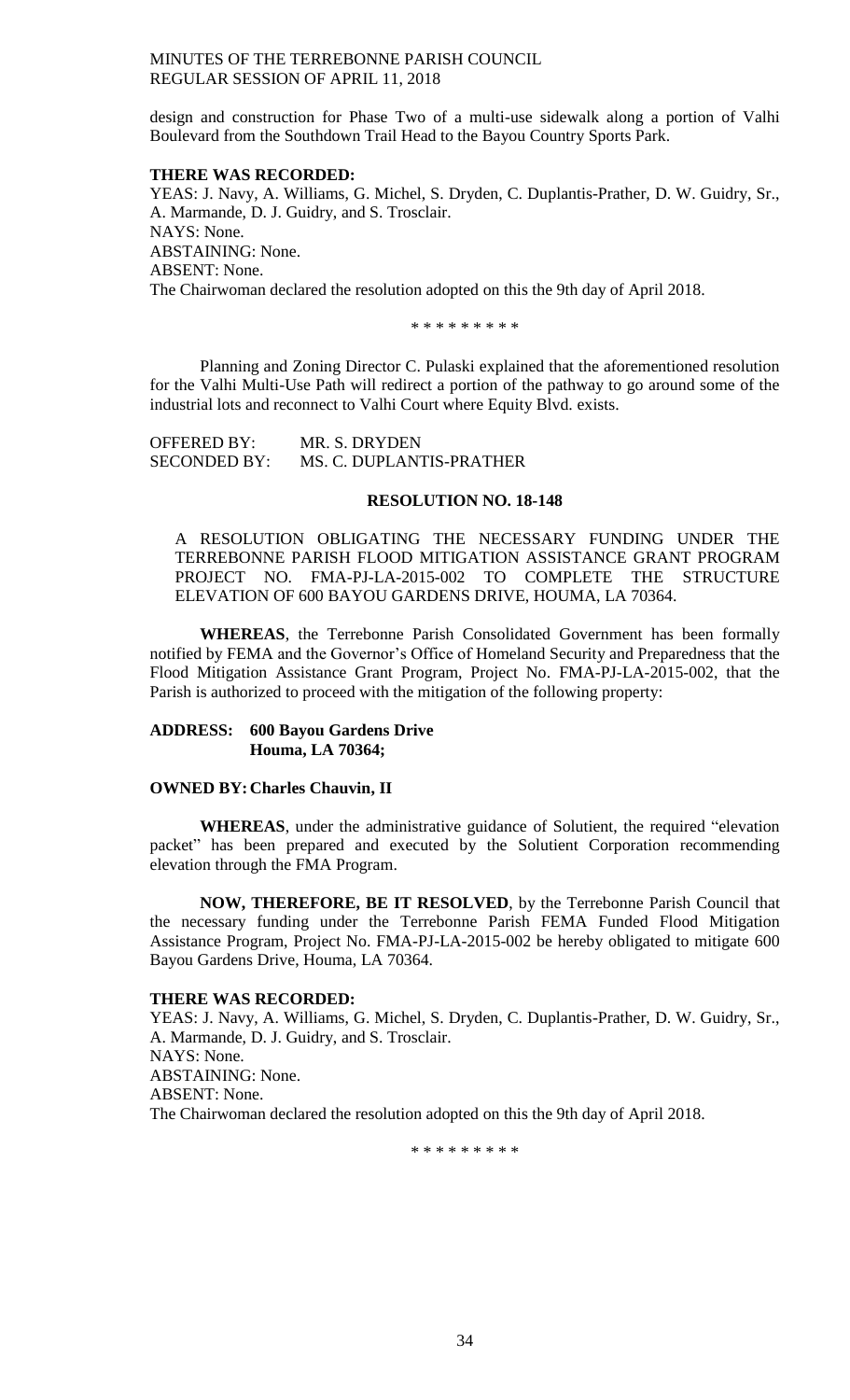design and construction for Phase Two of a multi-use sidewalk along a portion of Valhi Boulevard from the Southdown Trail Head to the Bayou Country Sports Park.

**THERE WAS RECORDED:**

YEAS: J. Navy, A. Williams, G. Michel, S. Dryden, C. Duplantis-Prather, D. W. Guidry, Sr., A. Marmande, D. J. Guidry, and S. Trosclair.
NAYS: None.
ABSTAINING: None.
ABSENT: None.
The Chairwoman declared the resolution adopted on this the 9th day of April 2018.

\* \* \* \* \* \* \* \* \*

Planning and Zoning Director C. Pulaski explained that the aforementioned resolution for the Valhi Multi-Use Path will redirect a portion of the pathway to go around some of the industrial lots and reconnect to Valhi Court where Equity Blvd. exists.

OFFERED BY: MR. S. DRYDEN
SECONDED BY: MS. C. DUPLANTIS-PRATHER

**RESOLUTION NO. 18-148**

A RESOLUTION OBLIGATING THE NECESSARY FUNDING UNDER THE TERREBONNE PARISH FLOOD MITIGATION ASSISTANCE GRANT PROGRAM PROJECT NO. FMA-PJ-LA-2015-002 TO COMPLETE THE STRUCTURE ELEVATION OF 600 BAYOU GARDENS DRIVE, HOUMA, LA 70364.

**WHEREAS**, the Terrebonne Parish Consolidated Government has been formally notified by FEMA and the Governor's Office of Homeland Security and Preparedness that the Flood Mitigation Assistance Grant Program, Project No. FMA-PJ-LA-2015-002, that the Parish is authorized to proceed with the mitigation of the following property:

**ADDRESS: 600 Bayou Gardens Drive**
**Houma, LA 70364;**

**OWNED BY: Charles Chauvin, II**

**WHEREAS**, under the administrative guidance of Solutient, the required "elevation packet" has been prepared and executed by the Solutient Corporation recommending elevation through the FMA Program.

**NOW, THEREFORE, BE IT RESOLVED**, by the Terrebonne Parish Council that the necessary funding under the Terrebonne Parish FEMA Funded Flood Mitigation Assistance Program, Project No. FMA-PJ-LA-2015-002 be hereby obligated to mitigate 600 Bayou Gardens Drive, Houma, LA 70364.

**THERE WAS RECORDED:**

YEAS: J. Navy, A. Williams, G. Michel, S. Dryden, C. Duplantis-Prather, D. W. Guidry, Sr., A. Marmande, D. J. Guidry, and S. Trosclair.
NAYS: None.
ABSTAINING: None.
ABSENT: None.
The Chairwoman declared the resolution adopted on this the 9th day of April 2018.

\* \* \* \* \* \* \* \* \*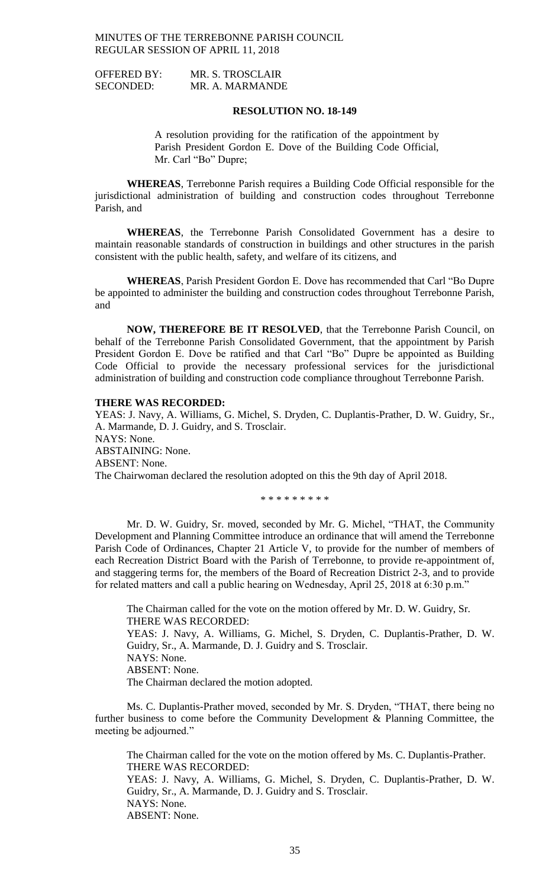OFFERED BY: MR. S. TROSCLAIR
SECONDED: MR. A. MARMANDE

**RESOLUTION NO. 18-149**

A resolution providing for the ratification of the appointment by Parish President Gordon E. Dove of the Building Code Official, Mr. Carl "Bo" Dupre;

**WHEREAS**, Terrebonne Parish requires a Building Code Official responsible for the jurisdictional administration of building and construction codes throughout Terrebonne Parish, and

**WHEREAS**, the Terrebonne Parish Consolidated Government has a desire to maintain reasonable standards of construction in buildings and other structures in the parish consistent with the public health, safety, and welfare of its citizens, and

**WHEREAS**, Parish President Gordon E. Dove has recommended that Carl "Bo Dupre be appointed to administer the building and construction codes throughout Terrebonne Parish, and

**NOW, THEREFORE BE IT RESOLVED**, that the Terrebonne Parish Council, on behalf of the Terrebonne Parish Consolidated Government, that the appointment by Parish President Gordon E. Dove be ratified and that Carl "Bo" Dupre be appointed as Building Code Official to provide the necessary professional services for the jurisdictional administration of building and construction code compliance throughout Terrebonne Parish.

**THERE WAS RECORDED:**
YEAS: J. Navy, A. Williams, G. Michel, S. Dryden, C. Duplantis-Prather, D. W. Guidry, Sr., A. Marmande, D. J. Guidry, and S. Trosclair.
NAYS: None.
ABSTAINING: None.
ABSENT: None.
The Chairwoman declared the resolution adopted on this the 9th day of April 2018.

\* \* \* \* \* \* \* \* \*

Mr. D. W. Guidry, Sr. moved, seconded by Mr. G. Michel, "THAT, the Community Development and Planning Committee introduce an ordinance that will amend the Terrebonne Parish Code of Ordinances, Chapter 21 Article V, to provide for the number of members of each Recreation District Board with the Parish of Terrebonne, to provide re-appointment of, and staggering terms for, the members of the Board of Recreation District 2-3, and to provide for related matters and call a public hearing on Wednesday, April 25, 2018 at 6:30 p.m."

The Chairman called for the vote on the motion offered by Mr. D. W. Guidry, Sr.
THERE WAS RECORDED:
YEAS: J. Navy, A. Williams, G. Michel, S. Dryden, C. Duplantis-Prather, D. W. Guidry, Sr., A. Marmande, D. J. Guidry and S. Trosclair.
NAYS: None.
ABSENT: None.
The Chairman declared the motion adopted.

Ms. C. Duplantis-Prather moved, seconded by Mr. S. Dryden, "THAT, there being no further business to come before the Community Development & Planning Committee, the meeting be adjourned."

The Chairman called for the vote on the motion offered by Ms. C. Duplantis-Prather.
THERE WAS RECORDED:
YEAS: J. Navy, A. Williams, G. Michel, S. Dryden, C. Duplantis-Prather, D. W. Guidry, Sr., A. Marmande, D. J. Guidry and S. Trosclair.
NAYS: None.
ABSENT: None.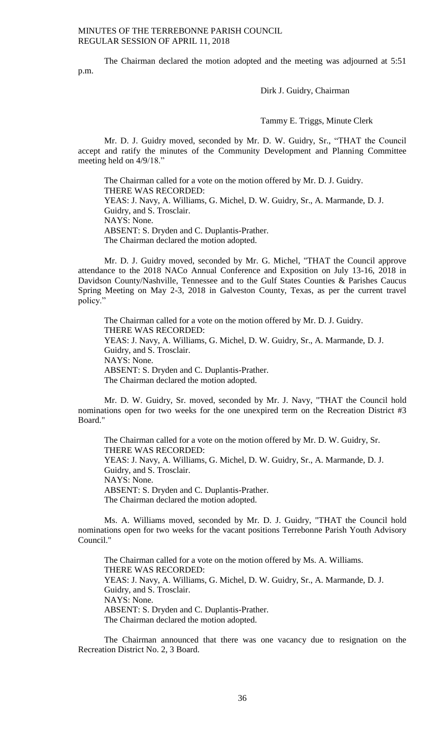The Chairman declared the motion adopted and the meeting was adjourned at 5:51 p.m.

Dirk J. Guidry, Chairman

Tammy E. Triggs, Minute Clerk

Mr. D. J. Guidry moved, seconded by Mr. D. W. Guidry, Sr., "THAT the Council accept and ratify the minutes of the Community Development and Planning Committee meeting held on 4/9/18."

The Chairman called for a vote on the motion offered by Mr. D. J. Guidry.
THERE WAS RECORDED:
YEAS: J. Navy, A. Williams, G. Michel, D. W. Guidry, Sr., A. Marmande, D. J. Guidry, and S. Trosclair.
NAYS: None.
ABSENT: S. Dryden and C. Duplantis-Prather.
The Chairman declared the motion adopted.

Mr. D. J. Guidry moved, seconded by Mr. G. Michel, "THAT the Council approve attendance to the 2018 NACo Annual Conference and Exposition on July 13-16, 2018 in Davidson County/Nashville, Tennessee and to the Gulf States Counties & Parishes Caucus Spring Meeting on May 2-3, 2018 in Galveston County, Texas, as per the current travel policy."

The Chairman called for a vote on the motion offered by Mr. D. J. Guidry.
THERE WAS RECORDED:
YEAS: J. Navy, A. Williams, G. Michel, D. W. Guidry, Sr., A. Marmande, D. J. Guidry, and S. Trosclair.
NAYS: None.
ABSENT: S. Dryden and C. Duplantis-Prather.
The Chairman declared the motion adopted.

Mr. D. W. Guidry, Sr. moved, seconded by Mr. J. Navy, "THAT the Council hold nominations open for two weeks for the one unexpired term on the Recreation District #3 Board."

The Chairman called for a vote on the motion offered by Mr. D. W. Guidry, Sr.
THERE WAS RECORDED:
YEAS: J. Navy, A. Williams, G. Michel, D. W. Guidry, Sr., A. Marmande, D. J. Guidry, and S. Trosclair.
NAYS: None.
ABSENT: S. Dryden and C. Duplantis-Prather.
The Chairman declared the motion adopted.

Ms. A. Williams moved, seconded by Mr. D. J. Guidry, "THAT the Council hold nominations open for two weeks for the vacant positions Terrebonne Parish Youth Advisory Council."

The Chairman called for a vote on the motion offered by Ms. A. Williams.
THERE WAS RECORDED:
YEAS: J. Navy, A. Williams, G. Michel, D. W. Guidry, Sr., A. Marmande, D. J. Guidry, and S. Trosclair.
NAYS: None.
ABSENT: S. Dryden and C. Duplantis-Prather.
The Chairman declared the motion adopted.

The Chairman announced that there was one vacancy due to resignation on the Recreation District No. 2, 3 Board.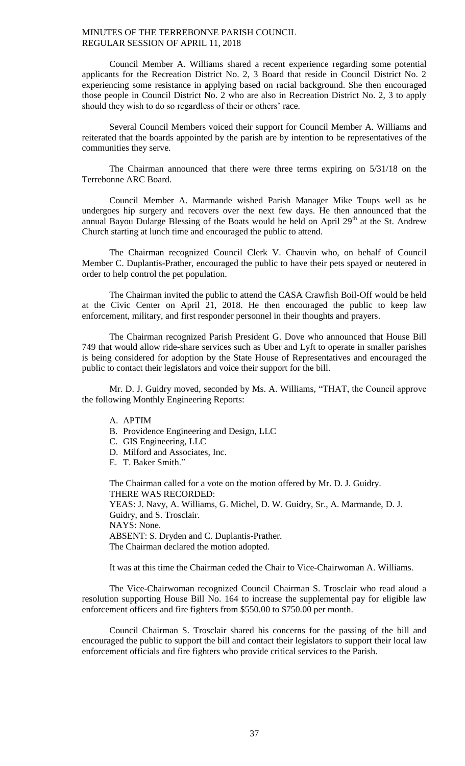Council Member A. Williams shared a recent experience regarding some potential applicants for the Recreation District No. 2, 3 Board that reside in Council District No. 2 experiencing some resistance in applying based on racial background. She then encouraged those people in Council District No. 2 who are also in Recreation District No. 2, 3 to apply should they wish to do so regardless of their or others' race.

Several Council Members voiced their support for Council Member A. Williams and reiterated that the boards appointed by the parish are by intention to be representatives of the communities they serve.

The Chairman announced that there were three terms expiring on 5/31/18 on the Terrebonne ARC Board.

Council Member A. Marmande wished Parish Manager Mike Toups well as he undergoes hip surgery and recovers over the next few days. He then announced that the annual Bayou Dularge Blessing of the Boats would be held on April 29th at the St. Andrew Church starting at lunch time and encouraged the public to attend.

The Chairman recognized Council Clerk V. Chauvin who, on behalf of Council Member C. Duplantis-Prather, encouraged the public to have their pets spayed or neutered in order to help control the pet population.

The Chairman invited the public to attend the CASA Crawfish Boil-Off would be held at the Civic Center on April 21, 2018. He then encouraged the public to keep law enforcement, military, and first responder personnel in their thoughts and prayers.

The Chairman recognized Parish President G. Dove who announced that House Bill 749 that would allow ride-share services such as Uber and Lyft to operate in smaller parishes is being considered for adoption by the State House of Representatives and encouraged the public to contact their legislators and voice their support for the bill.

Mr. D. J. Guidry moved, seconded by Ms. A. Williams, "THAT, the Council approve the following Monthly Engineering Reports:

A. APTIM
B. Providence Engineering and Design, LLC
C. GIS Engineering, LLC
D. Milford and Associates, Inc.
E. T. Baker Smith."

The Chairman called for a vote on the motion offered by Mr. D. J. Guidry.
THERE WAS RECORDED:
YEAS: J. Navy, A. Williams, G. Michel, D. W. Guidry, Sr., A. Marmande, D. J. Guidry, and S. Trosclair.
NAYS: None.
ABSENT: S. Dryden and C. Duplantis-Prather.
The Chairman declared the motion adopted.

It was at this time the Chairman ceded the Chair to Vice-Chairwoman A. Williams.

The Vice-Chairwoman recognized Council Chairman S. Trosclair who read aloud a resolution supporting House Bill No. 164 to increase the supplemental pay for eligible law enforcement officers and fire fighters from $550.00 to $750.00 per month.

Council Chairman S. Trosclair shared his concerns for the passing of the bill and encouraged the public to support the bill and contact their legislators to support their local law enforcement officials and fire fighters who provide critical services to the Parish.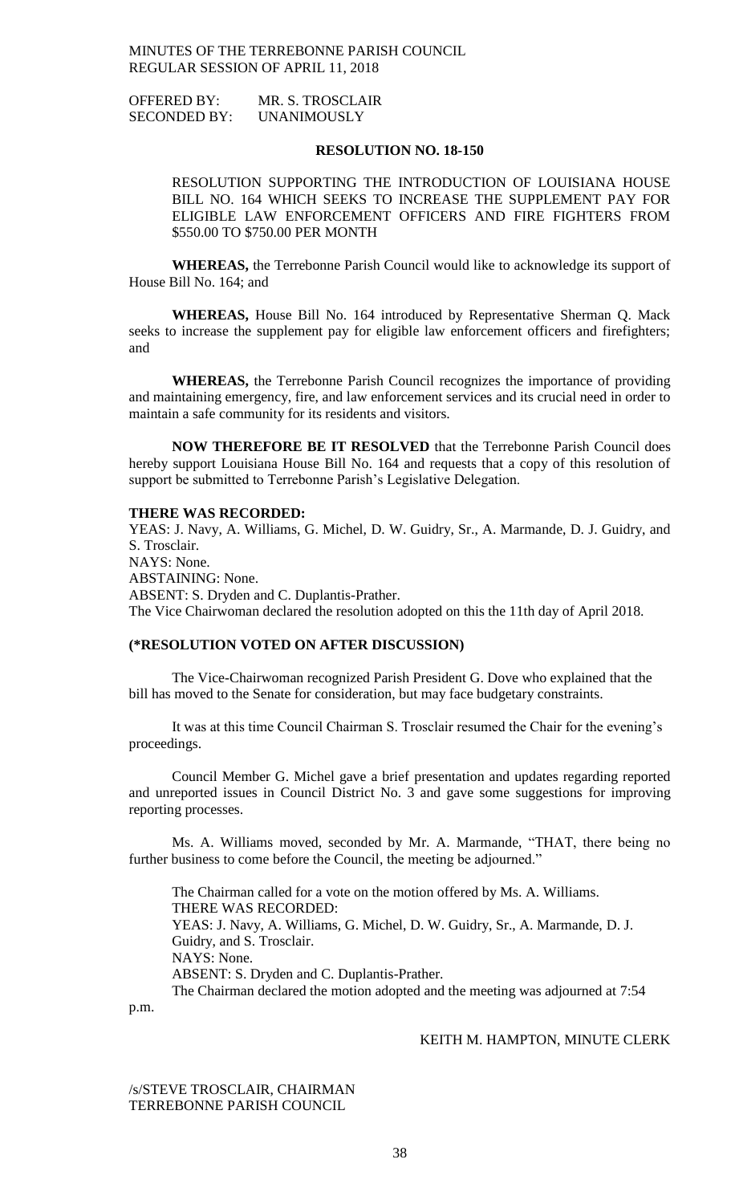MINUTES OF THE TERREBONNE PARISH COUNCIL
REGULAR SESSION OF APRIL 11, 2018

OFFERED BY: MR. S. TROSCLAIR
SECONDED BY: UNANIMOUSLY

**RESOLUTION NO. 18-150**

RESOLUTION SUPPORTING THE INTRODUCTION OF LOUISIANA HOUSE BILL NO. 164 WHICH SEEKS TO INCREASE THE SUPPLEMENT PAY FOR ELIGIBLE LAW ENFORCEMENT OFFICERS AND FIRE FIGHTERS FROM $550.00 TO $750.00 PER MONTH

**WHEREAS,** the Terrebonne Parish Council would like to acknowledge its support of House Bill No. 164; and

**WHEREAS,** House Bill No. 164 introduced by Representative Sherman Q. Mack seeks to increase the supplement pay for eligible law enforcement officers and firefighters; and

**WHEREAS,** the Terrebonne Parish Council recognizes the importance of providing and maintaining emergency, fire, and law enforcement services and its crucial need in order to maintain a safe community for its residents and visitors.

**NOW THEREFORE BE IT RESOLVED** that the Terrebonne Parish Council does hereby support Louisiana House Bill No. 164 and requests that a copy of this resolution of support be submitted to Terrebonne Parish's Legislative Delegation.

**THERE WAS RECORDED:**
YEAS: J. Navy, A. Williams, G. Michel, D. W. Guidry, Sr., A. Marmande, D. J. Guidry, and S. Trosclair.
NAYS: None.
ABSTAINING: None.
ABSENT: S. Dryden and C. Duplantis-Prather.
The Vice Chairwoman declared the resolution adopted on this the 11th day of April 2018.

**(\*RESOLUTION VOTED ON AFTER DISCUSSION)**

The Vice-Chairwoman recognized Parish President G. Dove who explained that the bill has moved to the Senate for consideration, but may face budgetary constraints.

It was at this time Council Chairman S. Trosclair resumed the Chair for the evening's proceedings.

Council Member G. Michel gave a brief presentation and updates regarding reported and unreported issues in Council District No. 3 and gave some suggestions for improving reporting processes.

Ms. A. Williams moved, seconded by Mr. A. Marmande, "THAT, there being no further business to come before the Council, the meeting be adjourned."

The Chairman called for a vote on the motion offered by Ms. A. Williams.
THERE WAS RECORDED:
YEAS: J. Navy, A. Williams, G. Michel, D. W. Guidry, Sr., A. Marmande, D. J. Guidry, and S. Trosclair.
NAYS: None.
ABSENT: S. Dryden and C. Duplantis-Prather.
The Chairman declared the motion adopted and the meeting was adjourned at 7:54 p.m.

KEITH M. HAMPTON, MINUTE CLERK

/s/STEVE TROSCLAIR, CHAIRMAN
TERREBONNE PARISH COUNCIL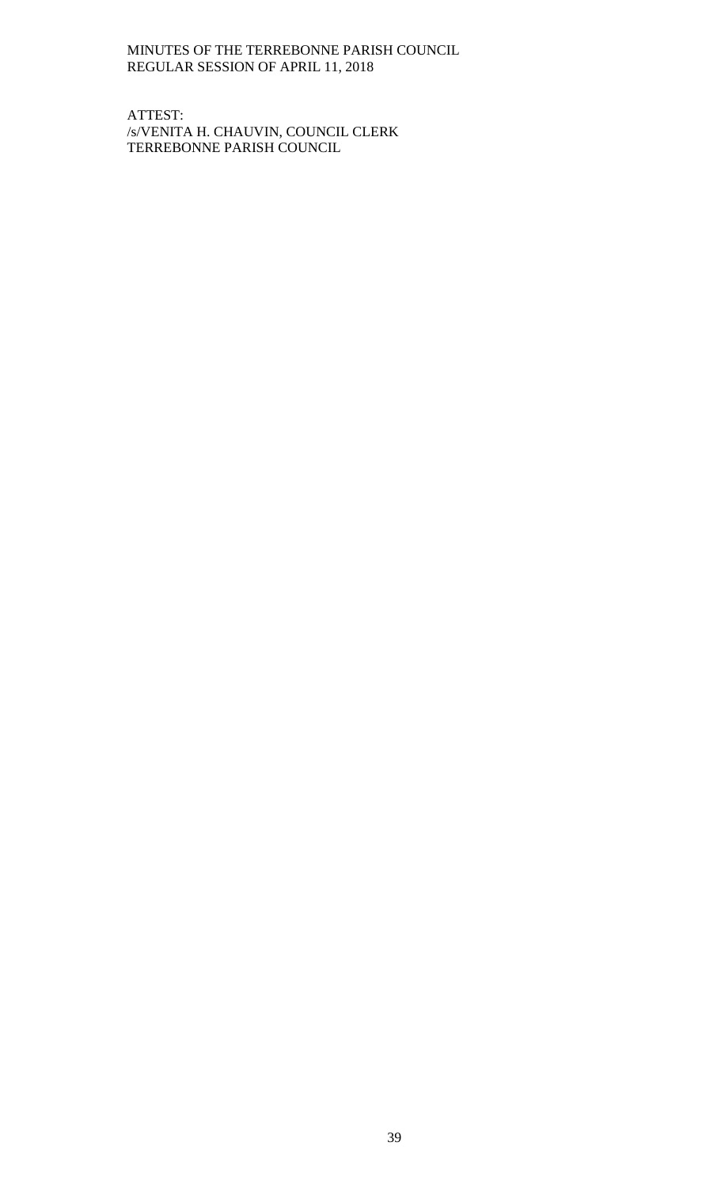ATTEST:
/s/VENITA H. CHAUVIN, COUNCIL CLERK
TERREBONNE PARISH COUNCIL